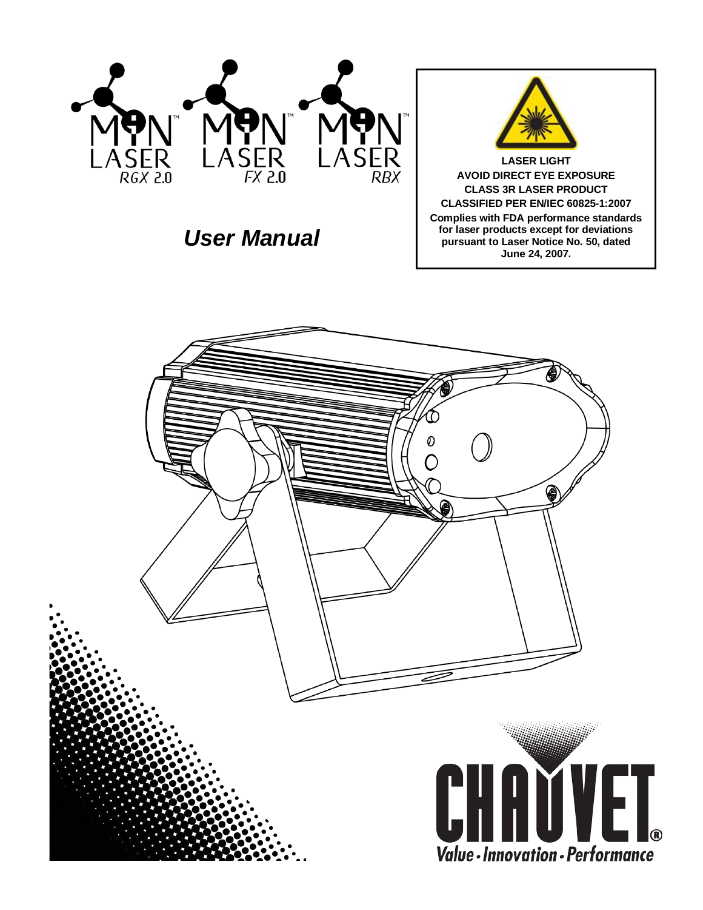MiN LASER RGX 2.0

MiN LASER FX 2.0

MiN LASER RBX

# User Manual

**LASER LIGHT**
**AVOID DIRECT EYE EXPOSURE**
**CLASS 3R LASER PRODUCT**
**CLASSIFIED PER EN/IEC 60825-1:2007**
**Complies with FDA performance standards for laser products except for deviations pursuant to Laser Notice No. 50, dated June 24, 2007.**

CHAUVET®

*Value - Innovation - Performance*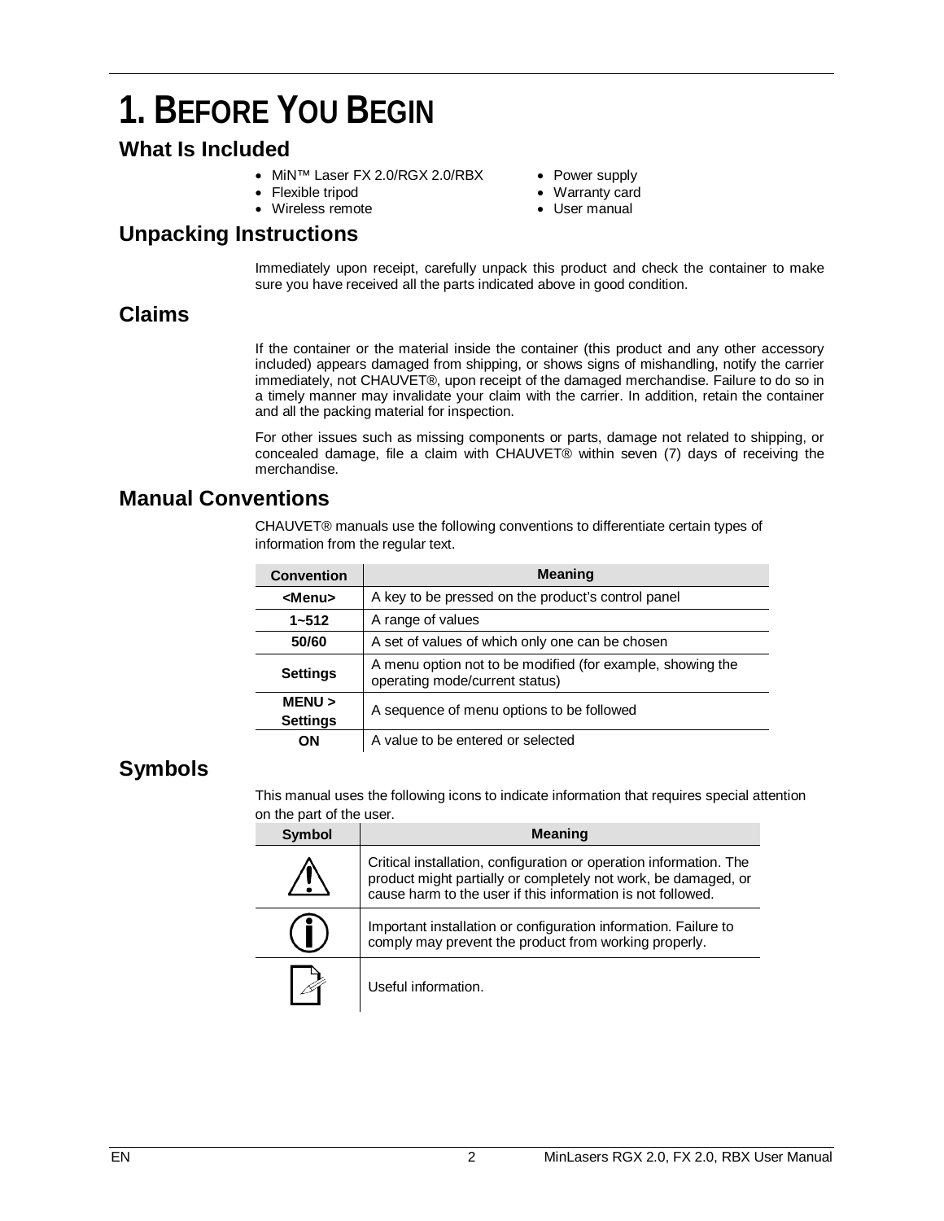# 1. BEFORE YOU BEGIN

## What Is Included

- MiN™ Laser FX 2.0/RGX 2.0/RBX
- Flexible tripod
- Wireless remote
- Power supply
- Warranty card
- User manual

## Unpacking Instructions

Immediately upon receipt, carefully unpack this product and check the container to make sure you have received all the parts indicated above in good condition.

## Claims

If the container or the material inside the container (this product and any other accessory included) appears damaged from shipping, or shows signs of mishandling, notify the carrier immediately, not CHAUVET®, upon receipt of the damaged merchandise. Failure to do so in a timely manner may invalidate your claim with the carrier. In addition, retain the container and all the packing material for inspection.

For other issues such as missing components or parts, damage not related to shipping, or concealed damage, file a claim with CHAUVET® within seven (7) days of receiving the merchandise.

## Manual Conventions

CHAUVET® manuals use the following conventions to differentiate certain types of information from the regular text.

| Convention | Meaning |
|---|---|
| **<Menu>** | A key to be pressed on the product's control panel |
| **1~512** | A range of values |
| **50/60** | A set of values of which only one can be chosen |
| **Settings** | A menu option not to be modified (for example, showing the operating mode/current status) |
| **MENU > Settings** | A sequence of menu options to be followed |
| **ON** | A value to be entered or selected |

## Symbols

This manual uses the following icons to indicate information that requires special attention on the part of the user.

| Symbol | Meaning |
|---|---|
| ⚠ | Critical installation, configuration or operation information. The product might partially or completely not work, be damaged, or cause harm to the user if this information is not followed. |
| ⓘ | Important installation or configuration information. Failure to comply may prevent the product from working properly. |
| 📝 | Useful information. |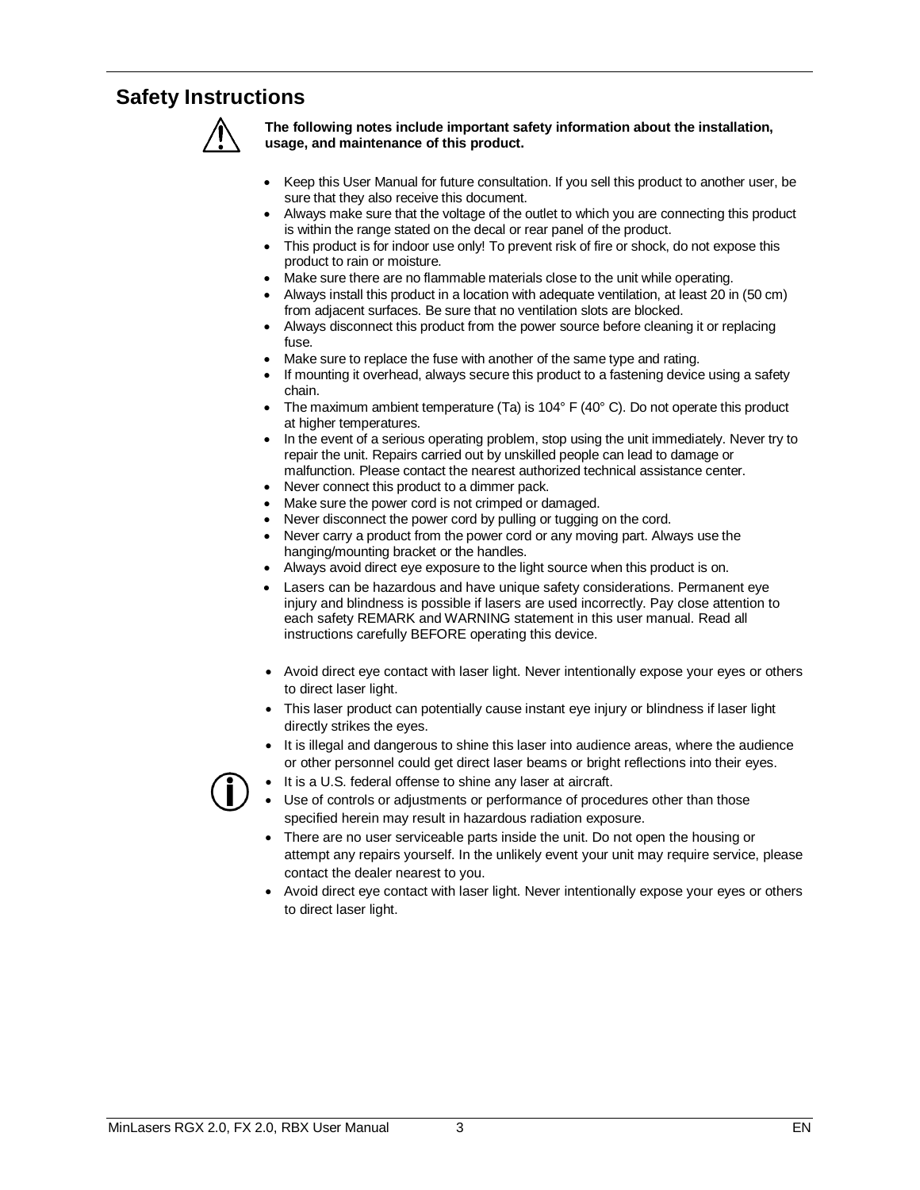## Safety Instructions

**The following notes include important safety information about the installation, usage, and maintenance of this product.**

- Keep this User Manual for future consultation. If you sell this product to another user, be sure that they also receive this document.
- Always make sure that the voltage of the outlet to which you are connecting this product is within the range stated on the decal or rear panel of the product.
- This product is for indoor use only! To prevent risk of fire or shock, do not expose this product to rain or moisture.
- Make sure there are no flammable materials close to the unit while operating.
- Always install this product in a location with adequate ventilation, at least 20 in (50 cm) from adjacent surfaces. Be sure that no ventilation slots are blocked.
- Always disconnect this product from the power source before cleaning it or replacing fuse.
- Make sure to replace the fuse with another of the same type and rating.
- If mounting it overhead, always secure this product to a fastening device using a safety chain.
- The maximum ambient temperature (Ta) is 104° F (40° C). Do not operate this product at higher temperatures.
- In the event of a serious operating problem, stop using the unit immediately. Never try to repair the unit. Repairs carried out by unskilled people can lead to damage or malfunction. Please contact the nearest authorized technical assistance center.
- Never connect this product to a dimmer pack.
- Make sure the power cord is not crimped or damaged.
- Never disconnect the power cord by pulling or tugging on the cord.
- Never carry a product from the power cord or any moving part. Always use the hanging/mounting bracket or the handles.
- Always avoid direct eye exposure to the light source when this product is on.
- Lasers can be hazardous and have unique safety considerations. Permanent eye injury and blindness is possible if lasers are used incorrectly. Pay close attention to each safety REMARK and WARNING statement in this user manual. Read all instructions carefully BEFORE operating this device.

- Avoid direct eye contact with laser light. Never intentionally expose your eyes or others to direct laser light.
- This laser product can potentially cause instant eye injury or blindness if laser light directly strikes the eyes.
- It is illegal and dangerous to shine this laser into audience areas, where the audience or other personnel could get direct laser beams or bright reflections into their eyes.
- It is a U.S. federal offense to shine any laser at aircraft.
- Use of controls or adjustments or performance of procedures other than those specified herein may result in hazardous radiation exposure.
- There are no user serviceable parts inside the unit. Do not open the housing or attempt any repairs yourself. In the unlikely event your unit may require service, please contact the dealer nearest to you.
- Avoid direct eye contact with laser light. Never intentionally expose your eyes or others to direct laser light.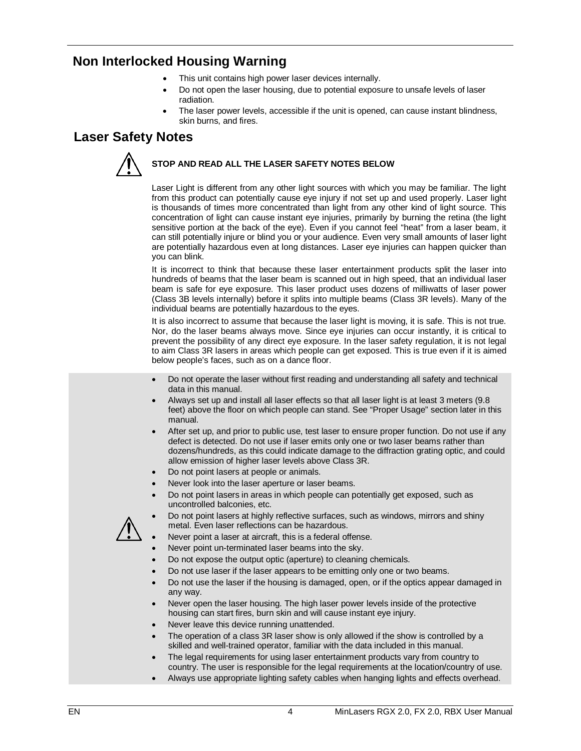## Non Interlocked Housing Warning

- This unit contains high power laser devices internally.
- Do not open the laser housing, due to potential exposure to unsafe levels of laser radiation.
- The laser power levels, accessible if the unit is opened, can cause instant blindness, skin burns, and fires.

## Laser Safety Notes

**STOP AND READ ALL THE LASER SAFETY NOTES BELOW**

Laser Light is different from any other light sources with which you may be familiar. The light from this product can potentially cause eye injury if not set up and used properly. Laser light is thousands of times more concentrated than light from any other kind of light source. This concentration of light can cause instant eye injuries, primarily by burning the retina (the light sensitive portion at the back of the eye). Even if you cannot feel "heat" from a laser beam, it can still potentially injure or blind you or your audience. Even very small amounts of laser light are potentially hazardous even at long distances. Laser eye injuries can happen quicker than you can blink.

It is incorrect to think that because these laser entertainment products split the laser into hundreds of beams that the laser beam is scanned out in high speed, that an individual laser beam is safe for eye exposure. This laser product uses dozens of milliwatts of laser power (Class 3B levels internally) before it splits into multiple beams (Class 3R levels). Many of the individual beams are potentially hazardous to the eyes.

It is also incorrect to assume that because the laser light is moving, it is safe. This is not true. Nor, do the laser beams always move. Since eye injuries can occur instantly, it is critical to prevent the possibility of any direct eye exposure. In the laser safety regulation, it is not legal to aim Class 3R lasers in areas which people can get exposed. This is true even if it is aimed below people's faces, such as on a dance floor.

- Do not operate the laser without first reading and understanding all safety and technical data in this manual.
- Always set up and install all laser effects so that all laser light is at least 3 meters (9.8 feet) above the floor on which people can stand. See "Proper Usage" section later in this manual.
- After set up, and prior to public use, test laser to ensure proper function. Do not use if any defect is detected. Do not use if laser emits only one or two laser beams rather than dozens/hundreds, as this could indicate damage to the diffraction grating optic, and could allow emission of higher laser levels above Class 3R.
- Do not point lasers at people or animals.
- Never look into the laser aperture or laser beams.
- Do not point lasers in areas in which people can potentially get exposed, such as uncontrolled balconies, etc.
- Do not point lasers at highly reflective surfaces, such as windows, mirrors and shiny metal. Even laser reflections can be hazardous.
- Never point a laser at aircraft, this is a federal offense.
- Never point un-terminated laser beams into the sky.
- Do not expose the output optic (aperture) to cleaning chemicals.
- Do not use laser if the laser appears to be emitting only one or two beams.
- Do not use the laser if the housing is damaged, open, or if the optics appear damaged in any way.
- Never open the laser housing. The high laser power levels inside of the protective housing can start fires, burn skin and will cause instant eye injury.
- Never leave this device running unattended.
- The operation of a class 3R laser show is only allowed if the show is controlled by a skilled and well-trained operator, familiar with the data included in this manual.
- The legal requirements for using laser entertainment products vary from country to country. The user is responsible for the legal requirements at the location/country of use.
- Always use appropriate lighting safety cables when hanging lights and effects overhead.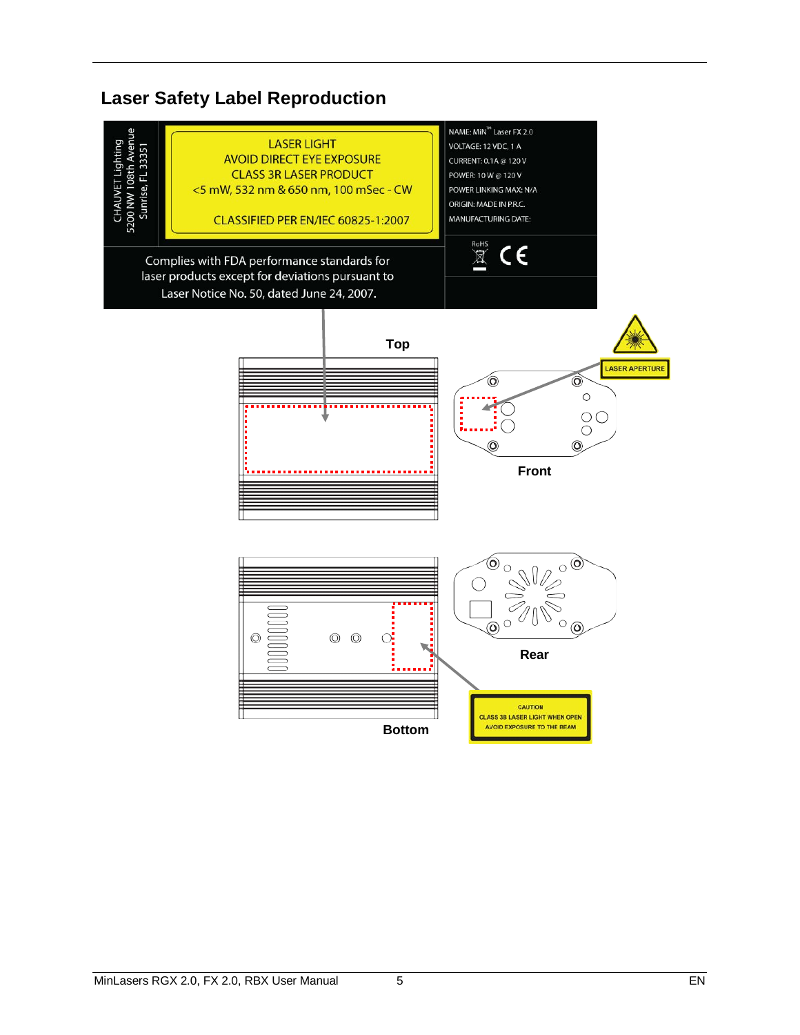## Laser Safety Label Reproduction

CHAUVET Lighting
5200 NW 108th Avenue
Sunrise, FL 33351

LASER LIGHT
AVOID DIRECT EYE EXPOSURE
CLASS 3R LASER PRODUCT
<5 mW, 532 nm & 650 nm, 100 mSec - CW

CLASSIFIED PER EN/IEC 60825-1:2007

NAME: MiN™ Laser FX 2.0
VOLTAGE: 12 VDC, 1 A
CURRENT: 0.1A @ 120 V
POWER: 10 W @ 120 V
POWER LINKING MAX: N/A
ORIGIN: MADE IN P.R.C.
MANUFACTURING DATE:

RoHS CE

Complies with FDA performance standards for laser products except for deviations pursuant to Laser Notice No. 50, dated June 24, 2007.

Top

LASER APERTURE

Front

Rear

CAUTION
CLASS 3B LASER LIGHT WHEN OPEN
AVOID EXPOSURE TO THE BEAM

Bottom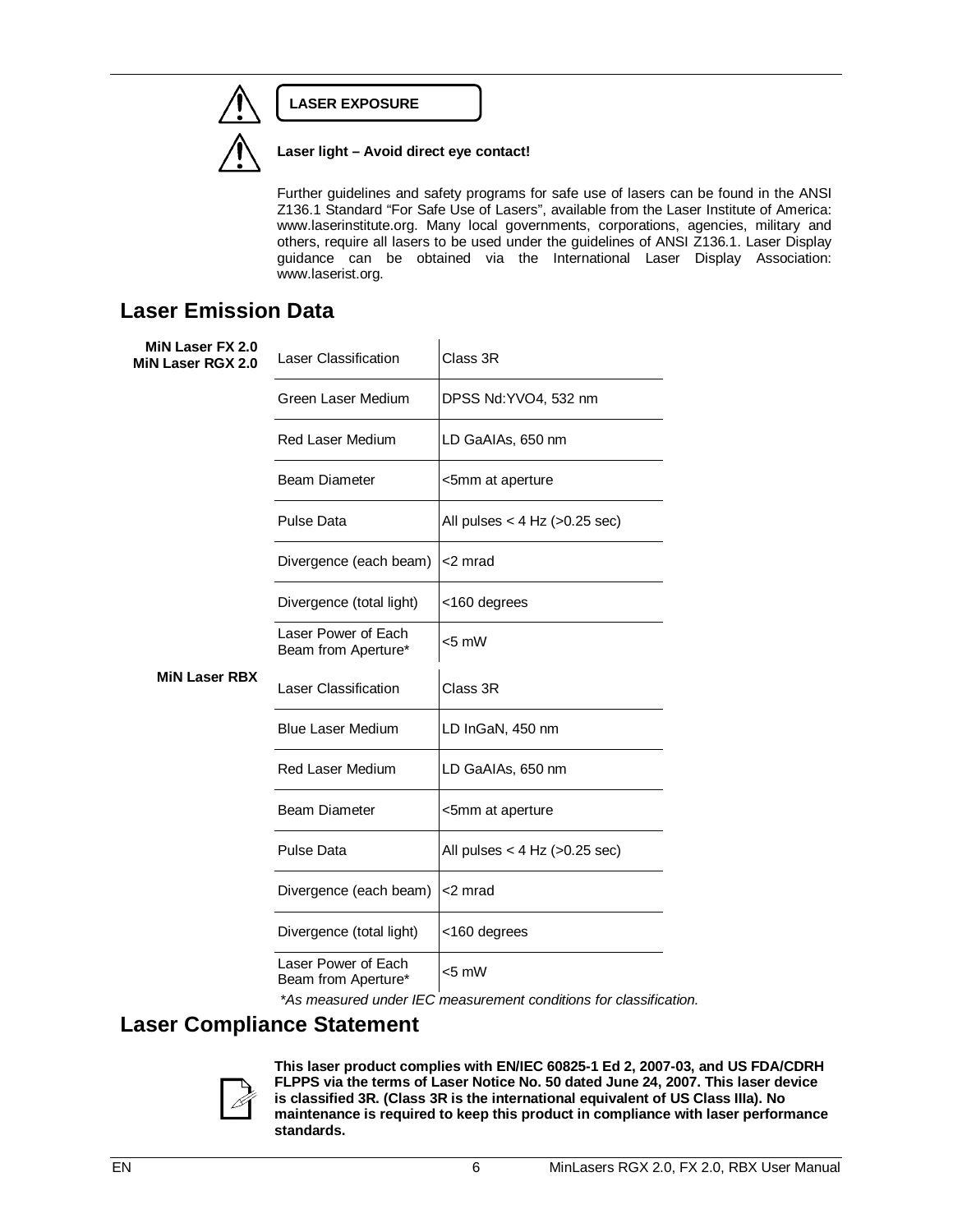**LASER EXPOSURE**

**Laser light – Avoid direct eye contact!**

Further guidelines and safety programs for safe use of lasers can be found in the ANSI Z136.1 Standard "For Safe Use of Lasers", available from the Laser Institute of America: www.laserinstitute.org. Many local governments, corporations, agencies, military and others, require all lasers to be used under the guidelines of ANSI Z136.1. Laser Display guidance can be obtained via the International Laser Display Association: www.laserist.org.

## Laser Emission Data

**MiN Laser FX 2.0**
**MiN Laser RGX 2.0**

| | |
|---|---|
| Laser Classification | Class 3R |
| Green Laser Medium | DPSS Nd:YVO4, 532 nm |
| Red Laser Medium | LD GaAIAs, 650 nm |
| Beam Diameter | <5mm at aperture |
| Pulse Data | All pulses < 4 Hz (>0.25 sec) |
| Divergence (each beam) | <2 mrad |
| Divergence (total light) | <160 degrees |
| Laser Power of Each Beam from Aperture* | <5 mW |

**MiN Laser RBX**

| | |
|---|---|
| Laser Classification | Class 3R |
| Blue Laser Medium | LD InGaN, 450 nm |
| Red Laser Medium | LD GaAIAs, 650 nm |
| Beam Diameter | <5mm at aperture |
| Pulse Data | All pulses < 4 Hz (>0.25 sec) |
| Divergence (each beam) | <2 mrad |
| Divergence (total light) | <160 degrees |
| Laser Power of Each Beam from Aperture* | <5 mW |

*\*As measured under IEC measurement conditions for classification.*

## Laser Compliance Statement

**This laser product complies with EN/IEC 60825-1 Ed 2, 2007-03, and US FDA/CDRH FLPPS via the terms of Laser Notice No. 50 dated June 24, 2007. This laser device is classified 3R. (Class 3R is the international equivalent of US Class IIIa). No maintenance is required to keep this product in compliance with laser performance standards.**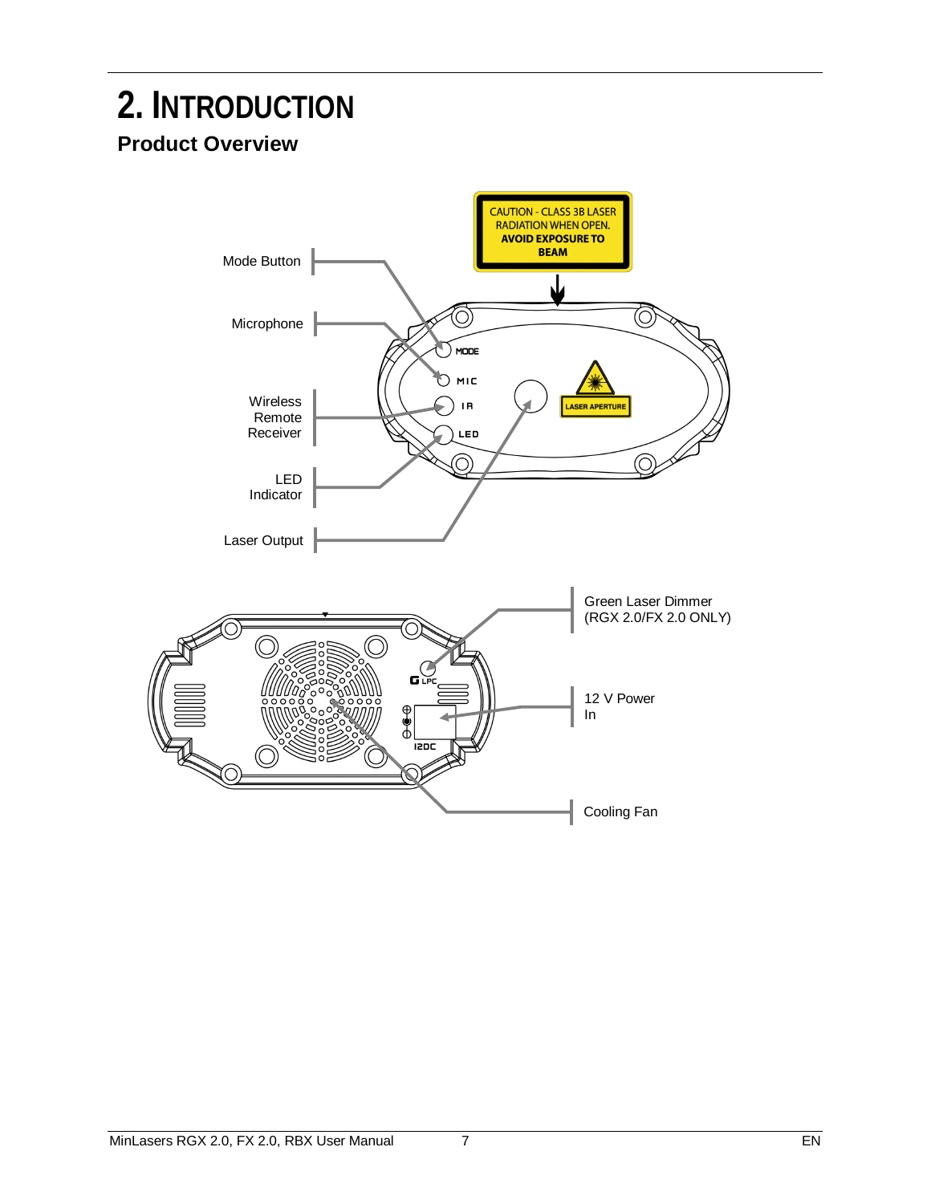# 2. Introduction

## Product Overview

CAUTION - CLASS 3B LASER RADIATION WHEN OPEN. **AVOID EXPOSURE TO BEAM**

Mode Button

Microphone

Wireless Remote Receiver

LED Indicator

Laser Output

MODE

MIC

IR

LED

LASER APERTURE

Green Laser Dimmer (RGX 2.0/FX 2.0 ONLY)

12 V Power In

Cooling Fan

G LPC

12DC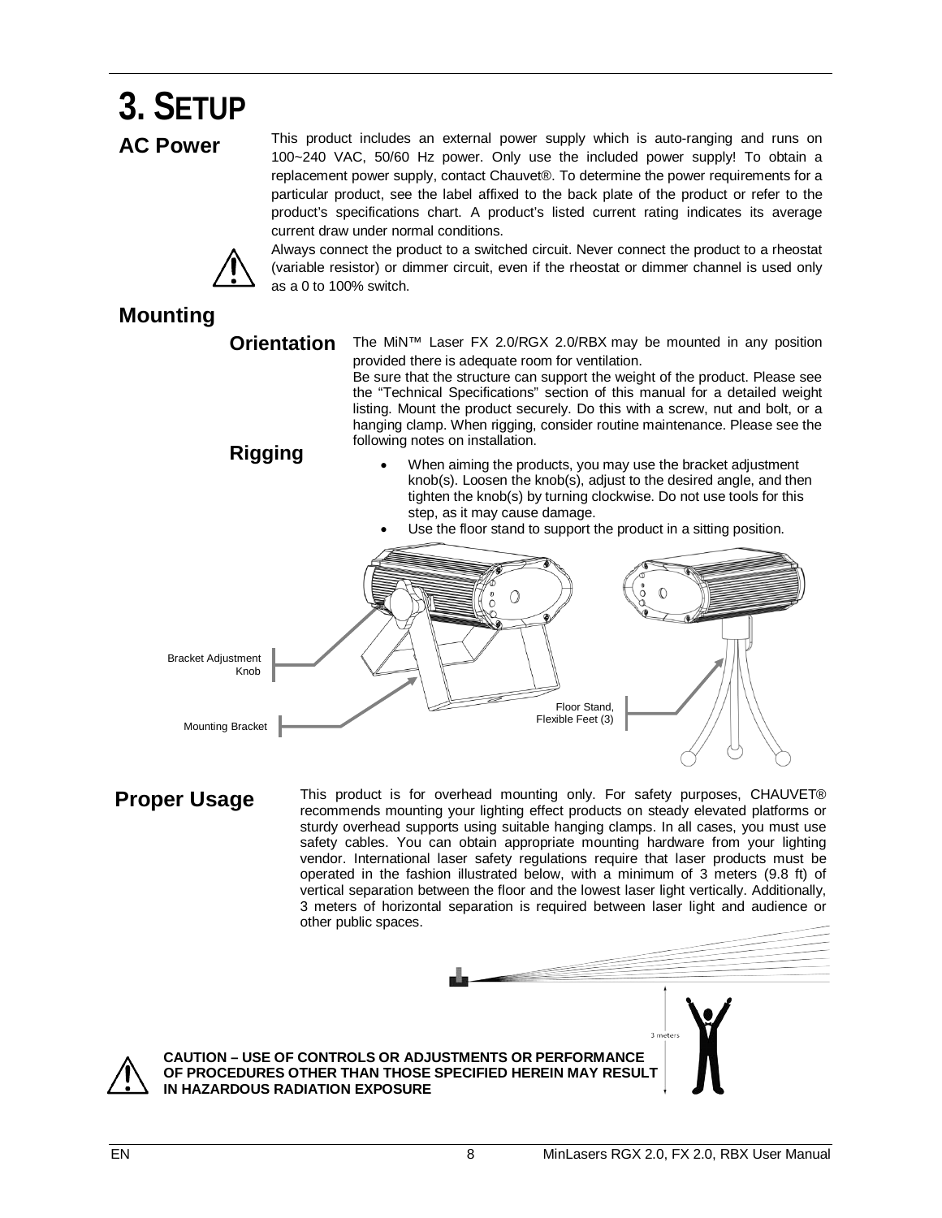# 3. Setup

## AC Power

This product includes an external power supply which is auto-ranging and runs on 100~240 VAC, 50/60 Hz power. Only use the included power supply! To obtain a replacement power supply, contact Chauvet®. To determine the power requirements for a particular product, see the label affixed to the back plate of the product or refer to the product's specifications chart. A product's listed current rating indicates its average current draw under normal conditions.

Always connect the product to a switched circuit. Never connect the product to a rheostat (variable resistor) or dimmer circuit, even if the rheostat or dimmer channel is used only as a 0 to 100% switch.

## Mounting

### Orientation

The MiN™ Laser FX 2.0/RGX 2.0/RBX may be mounted in any position provided there is adequate room for ventilation.

### Rigging

Be sure that the structure can support the weight of the product. Please see the "Technical Specifications" section of this manual for a detailed weight listing. Mount the product securely. Do this with a screw, nut and bolt, or a hanging clamp. When rigging, consider routine maintenance. Please see the following notes on installation.

- When aiming the products, you may use the bracket adjustment knob(s). Loosen the knob(s), adjust to the desired angle, and then tighten the knob(s) by turning clockwise. Do not use tools for this step, as it may cause damage.
- Use the floor stand to support the product in a sitting position.

Bracket Adjustment Knob

Mounting Bracket

Floor Stand, Flexible Feet (3)

## Proper Usage

This product is for overhead mounting only. For safety purposes, CHAUVET® recommends mounting your lighting effect products on steady elevated platforms or sturdy overhead supports using suitable hanging clamps. In all cases, you must use safety cables. You can obtain appropriate mounting hardware from your lighting vendor. International laser safety regulations require that laser products must be operated in the fashion illustrated below, with a minimum of 3 meters (9.8 ft) of vertical separation between the floor and the lowest laser light vertically. Additionally, 3 meters of horizontal separation is required between laser light and audience or other public spaces.

3 meters

**CAUTION – USE OF CONTROLS OR ADJUSTMENTS OR PERFORMANCE OF PROCEDURES OTHER THAN THOSE SPECIFIED HEREIN MAY RESULT IN HAZARDOUS RADIATION EXPOSURE**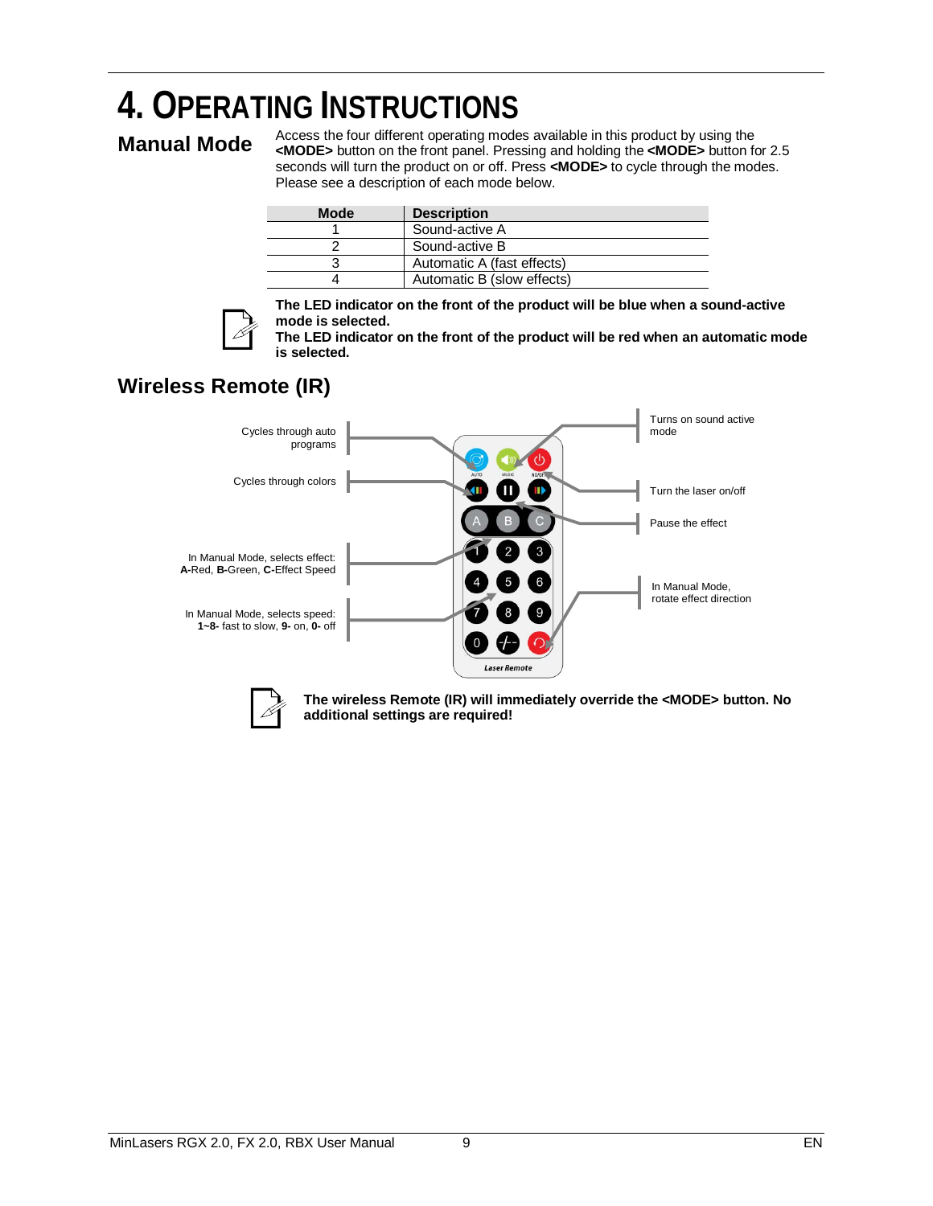# 4. Operating Instructions

## Manual Mode

Access the four different operating modes available in this product by using the **<MODE>** button on the front panel. Pressing and holding the **<MODE>** button for 2.5 seconds will turn the product on or off. Press **<MODE>** to cycle through the modes. Please see a description of each mode below.

| Mode | Description |
|---|---|
| 1 | Sound-active A |
| 2 | Sound-active B |
| 3 | Automatic A (fast effects) |
| 4 | Automatic B (slow effects) |

**The LED indicator on the front of the product will be blue when a sound-active mode is selected.**
**The LED indicator on the front of the product will be red when an automatic mode is selected.**

## Wireless Remote (IR)

Cycles through auto programs

Cycles through colors

In Manual Mode, selects effect: **A-**Red, **B-**Green, **C-**Effect Speed

In Manual Mode, selects speed: **1~8-** fast to slow, **9-** on, **0-** off

Turns on sound active mode

Turn the laser on/off

Pause the effect

In Manual Mode, rotate effect direction

**The wireless Remote (IR) will immediately override the <MODE> button. No additional settings are required!**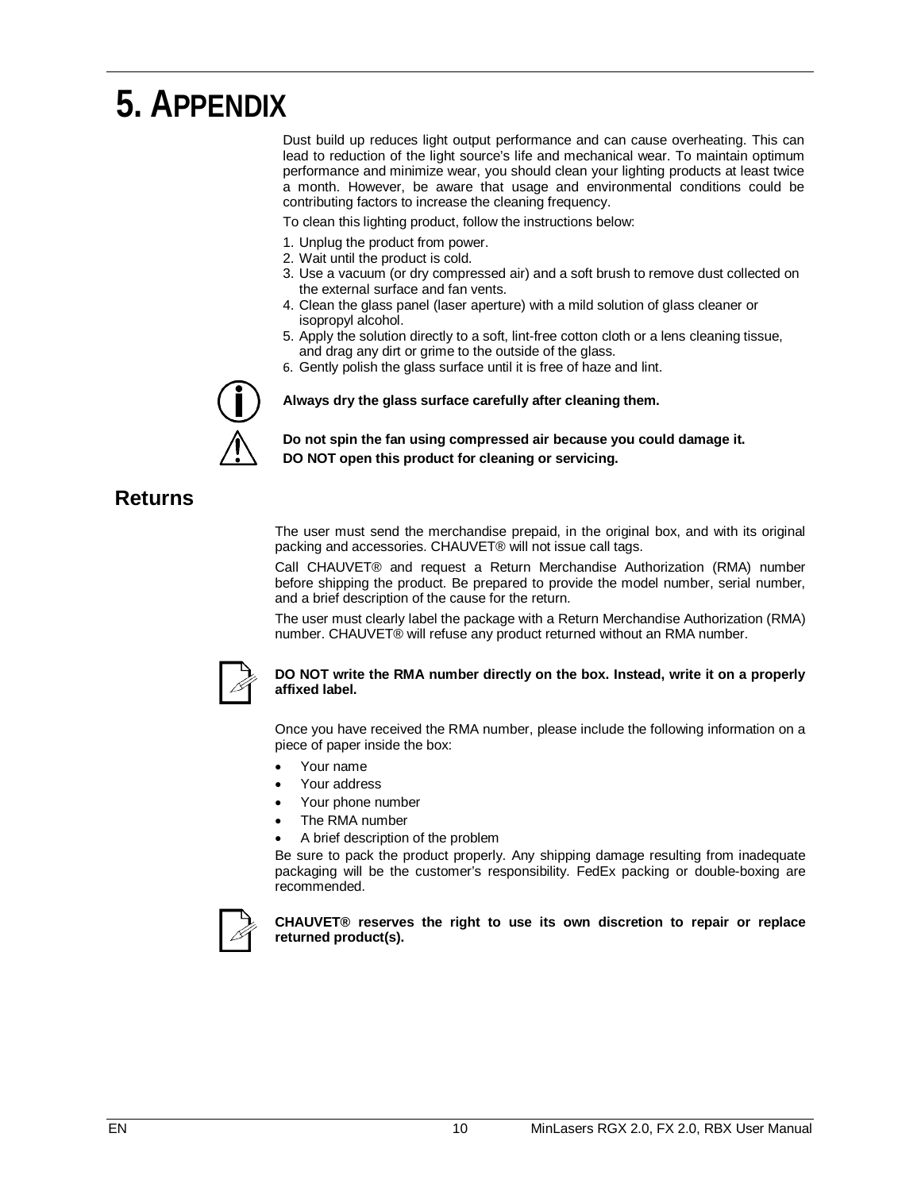# 5. APPENDIX

Dust build up reduces light output performance and can cause overheating. This can lead to reduction of the light source's life and mechanical wear. To maintain optimum performance and minimize wear, you should clean your lighting products at least twice a month. However, be aware that usage and environmental conditions could be contributing factors to increase the cleaning frequency.

To clean this lighting product, follow the instructions below:

1. Unplug the product from power.
2. Wait until the product is cold.
3. Use a vacuum (or dry compressed air) and a soft brush to remove dust collected on the external surface and fan vents.
4. Clean the glass panel (laser aperture) with a mild solution of glass cleaner or isopropyl alcohol.
5. Apply the solution directly to a soft, lint-free cotton cloth or a lens cleaning tissue, and drag any dirt or grime to the outside of the glass.
6. Gently polish the glass surface until it is free of haze and lint.

**Always dry the glass surface carefully after cleaning them.**

**Do not spin the fan using compressed air because you could damage it.**
**DO NOT open this product for cleaning or servicing.**

## Returns

The user must send the merchandise prepaid, in the original box, and with its original packing and accessories. CHAUVET® will not issue call tags.

Call CHAUVET® and request a Return Merchandise Authorization (RMA) number before shipping the product. Be prepared to provide the model number, serial number, and a brief description of the cause for the return.

The user must clearly label the package with a Return Merchandise Authorization (RMA) number. CHAUVET® will refuse any product returned without an RMA number.

**DO NOT write the RMA number directly on the box. Instead, write it on a properly affixed label.**

Once you have received the RMA number, please include the following information on a piece of paper inside the box:

- Your name
- Your address
- Your phone number
- The RMA number
- A brief description of the problem

Be sure to pack the product properly. Any shipping damage resulting from inadequate packaging will be the customer's responsibility. FedEx packing or double-boxing are recommended.

**CHAUVET® reserves the right to use its own discretion to repair or replace returned product(s).**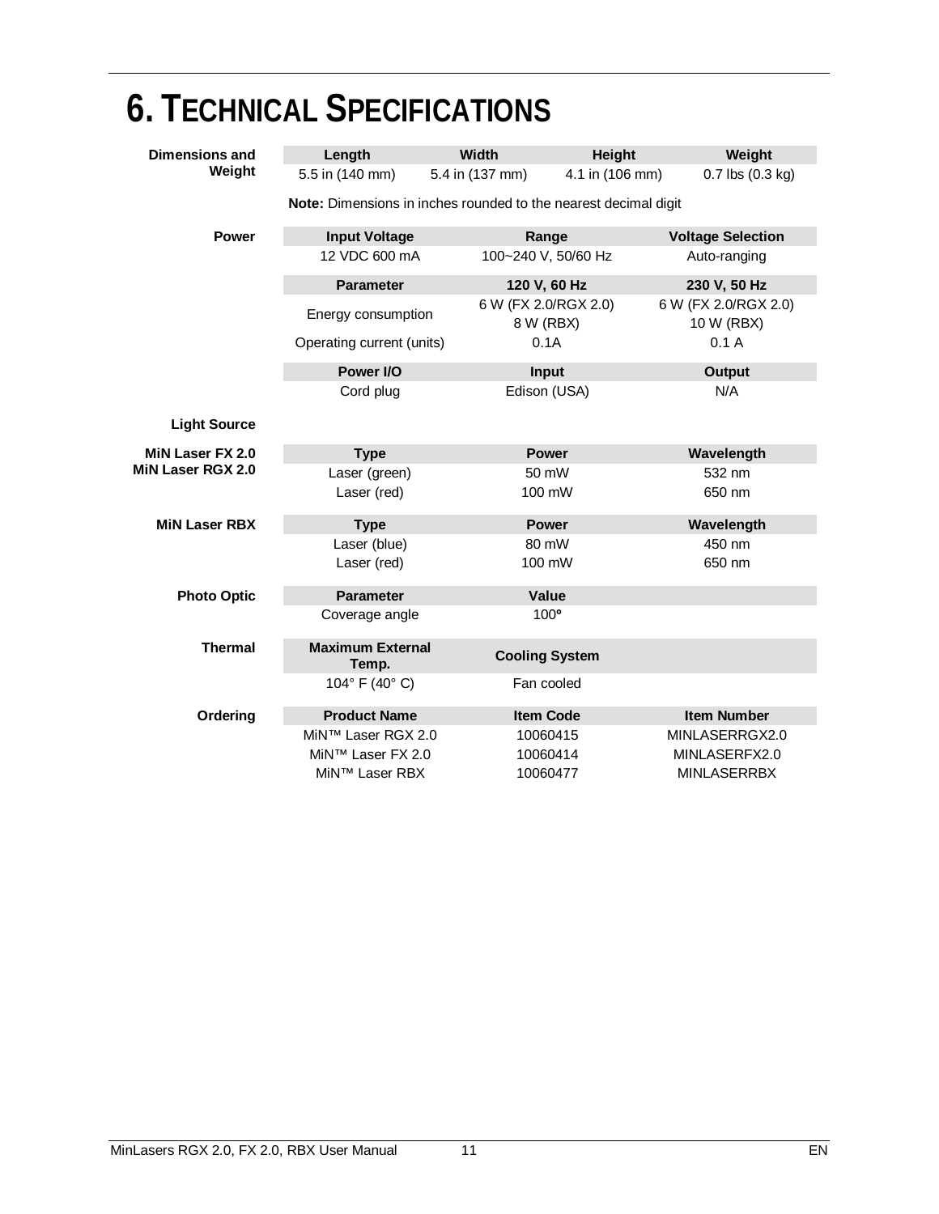# 6. Technical Specifications

**Dimensions and Weight**

| Length | Width | Height | Weight |
|---|---|---|---|
| 5.5 in (140 mm) | 5.4 in (137 mm) | 4.1 in (106 mm) | 0.7 lbs (0.3 kg) |

**Note:** Dimensions in inches rounded to the nearest decimal digit

**Power**

| Input Voltage | Range | Voltage Selection |
|---|---|---|
| 12 VDC 600 mA | 100~240 V, 50/60 Hz | Auto-ranging |

| Parameter | 120 V, 60 Hz | 230 V, 50 Hz |
|---|---|---|
| Energy consumption | 6 W (FX 2.0/RGX 2.0) 8 W (RBX) | 6 W (FX 2.0/RGX 2.0) 10 W (RBX) |
| Operating current (units) | 0.1A | 0.1 A |

| Power I/O | Input | Output |
|---|---|---|
| Cord plug | Edison (USA) | N/A |

**Light Source**

**MiN Laser FX 2.0**
**MiN Laser RGX 2.0**

| Type | Power | Wavelength |
|---|---|---|
| Laser (green) | 50 mW | 532 nm |
| Laser (red) | 100 mW | 650 nm |

**MiN Laser RBX**

| Type | Power | Wavelength |
|---|---|---|
| Laser (blue) | 80 mW | 450 nm |
| Laser (red) | 100 mW | 650 nm |

**Photo Optic**

| Parameter | Value |
|---|---|
| Coverage angle | 100º |

**Thermal**

| Maximum External Temp. | Cooling System |
|---|---|
| 104° F (40° C) | Fan cooled |

**Ordering**

| Product Name | Item Code | Item Number |
|---|---|---|
| MiN™ Laser RGX 2.0 | 10060415 | MINLASERRGX2.0 |
| MiN™ Laser FX 2.0 | 10060414 | MINLASERFX2.0 |
| MiN™ Laser RBX | 10060477 | MINLASERRBX |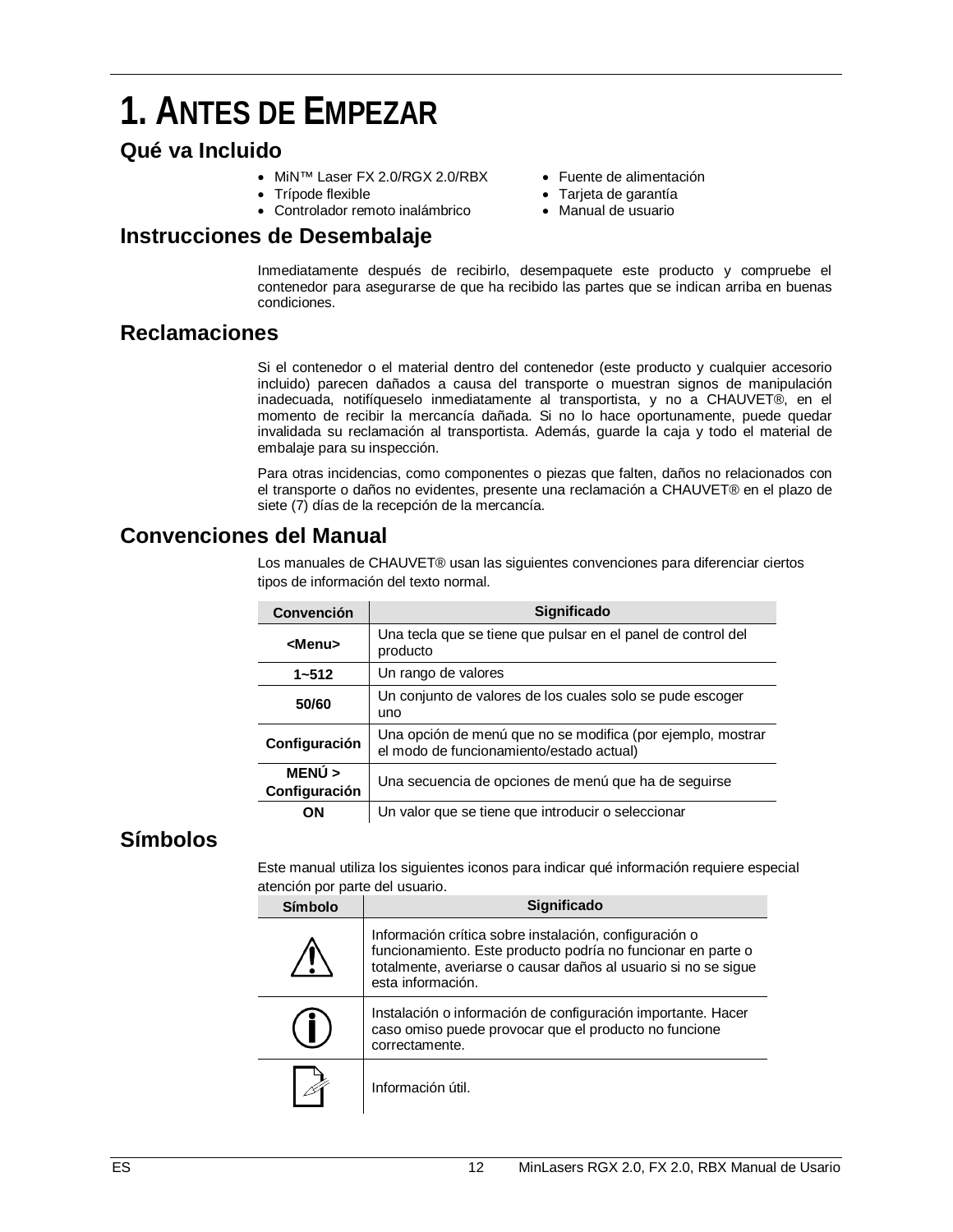# 1. Antes de Empezar

## Qué va Incluido

- MiN™ Laser FX 2.0/RGX 2.0/RBX
- Trípode flexible
- Controlador remoto inalámbrico
- Fuente de alimentación
- Tarjeta de garantía
- Manual de usuario

## Instrucciones de Desembalaje

Inmediatamente después de recibirlo, desempaquete este producto y compruebe el contenedor para asegurarse de que ha recibido las partes que se indican arriba en buenas condiciones.

## Reclamaciones

Si el contenedor o el material dentro del contenedor (este producto y cualquier accesorio incluido) parecen dañados a causa del transporte o muestran signos de manipulación inadecuada, notifíqueselo inmediatamente al transportista, y no a CHAUVET®, en el momento de recibir la mercancía dañada. Si no lo hace oportunamente, puede quedar invalidada su reclamación al transportista. Además, guarde la caja y todo el material de embalaje para su inspección.

Para otras incidencias, como componentes o piezas que falten, daños no relacionados con el transporte o daños no evidentes, presente una reclamación a CHAUVET® en el plazo de siete (7) días de la recepción de la mercancía.

## Convenciones del Manual

Los manuales de CHAUVET® usan las siguientes convenciones para diferenciar ciertos tipos de información del texto normal.

| Convención | Significado |
|---|---|
| **<Menu>** | Una tecla que se tiene que pulsar en el panel de control del producto |
| **1~512** | Un rango de valores |
| **50/60** | Un conjunto de valores de los cuales solo se pude escoger uno |
| **Configuración** | Una opción de menú que no se modifica (por ejemplo, mostrar el modo de funcionamiento/estado actual) |
| **MENÚ > Configuración** | Una secuencia de opciones de menú que ha de seguirse |
| **ON** | Un valor que se tiene que introducir o seleccionar |

## Símbolos

Este manual utiliza los siguientes iconos para indicar qué información requiere especial atención por parte del usuario.

| Símbolo | Significado |
|---|---|
| ⚠ | Información crítica sobre instalación, configuración o funcionamiento. Este producto podría no funcionar en parte o totalmente, averiarse o causar daños al usuario si no se sigue esta información. |
| ⓘ | Instalación o información de configuración importante. Hacer caso omiso puede provocar que el producto no funcione correctamente. |
| 📝 | Información útil. |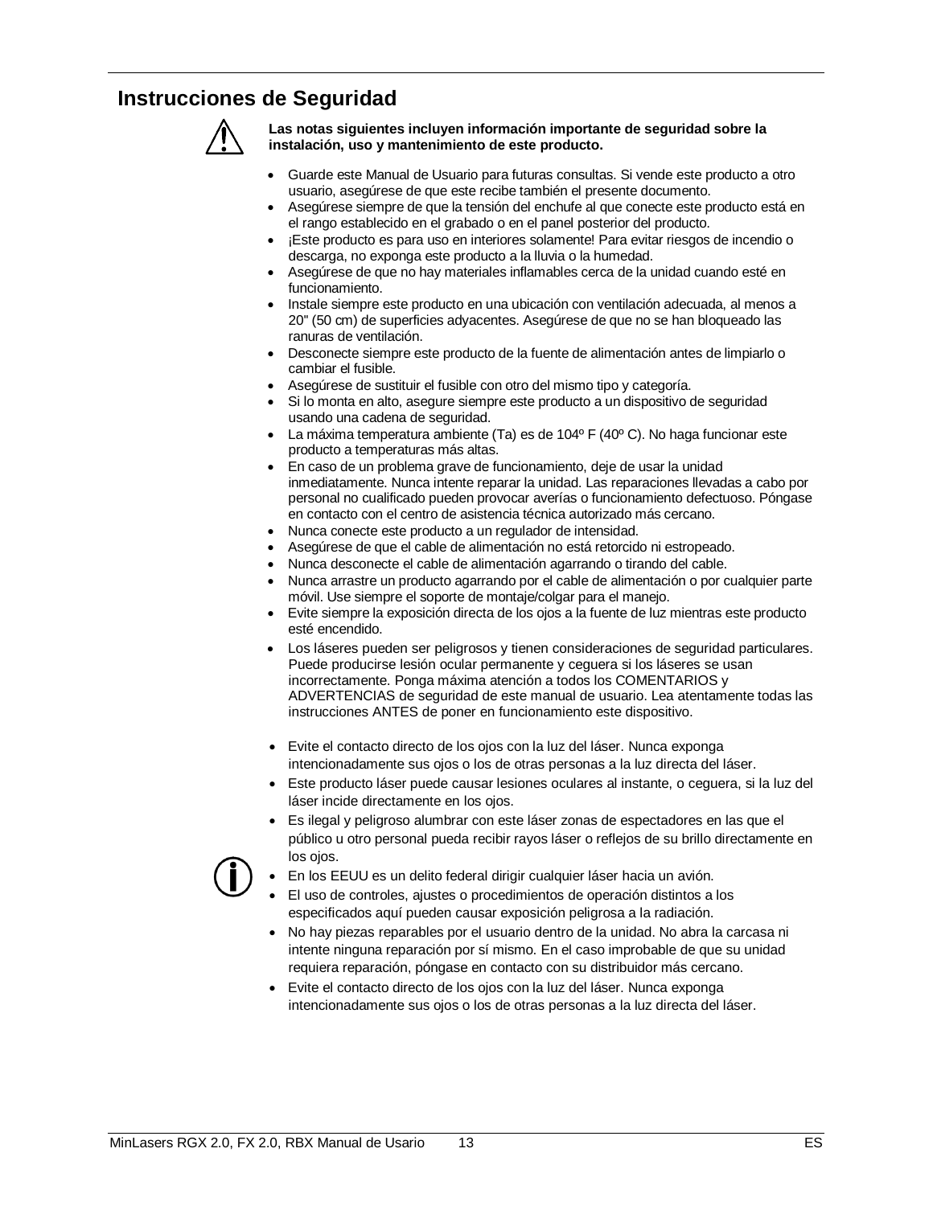## Instrucciones de Seguridad

**Las notas siguientes incluyen información importante de seguridad sobre la instalación, uso y mantenimiento de este producto.**

- Guarde este Manual de Usuario para futuras consultas. Si vende este producto a otro usuario, asegúrese de que este recibe también el presente documento.
- Asegúrese siempre de que la tensión del enchufe al que conecte este producto está en el rango establecido en el grabado o en el panel posterior del producto.
- ¡Este producto es para uso en interiores solamente! Para evitar riesgos de incendio o descarga, no exponga este producto a la lluvia o la humedad.
- Asegúrese de que no hay materiales inflamables cerca de la unidad cuando esté en funcionamiento.
- Instale siempre este producto en una ubicación con ventilación adecuada, al menos a 20" (50 cm) de superficies adyacentes. Asegúrese de que no se han bloqueado las ranuras de ventilación.
- Desconecte siempre este producto de la fuente de alimentación antes de limpiarlo o cambiar el fusible.
- Asegúrese de sustituir el fusible con otro del mismo tipo y categoría.
- Si lo monta en alto, asegure siempre este producto a un dispositivo de seguridad usando una cadena de seguridad.
- La máxima temperatura ambiente (Ta) es de 104º F (40º C). No haga funcionar este producto a temperaturas más altas.
- En caso de un problema grave de funcionamiento, deje de usar la unidad inmediatamente. Nunca intente reparar la unidad. Las reparaciones llevadas a cabo por personal no cualificado pueden provocar averías o funcionamiento defectuoso. Póngase en contacto con el centro de asistencia técnica autorizado más cercano.
- Nunca conecte este producto a un regulador de intensidad.
- Asegúrese de que el cable de alimentación no está retorcido ni estropeado.
- Nunca desconecte el cable de alimentación agarrando o tirando del cable.
- Nunca arrastre un producto agarrando por el cable de alimentación o por cualquier parte móvil. Use siempre el soporte de montaje/colgar para el manejo.
- Evite siempre la exposición directa de los ojos a la fuente de luz mientras este producto esté encendido.
- Los láseres pueden ser peligrosos y tienen consideraciones de seguridad particulares. Puede producirse lesión ocular permanente y ceguera si los láseres se usan incorrectamente. Ponga máxima atención a todos los COMENTARIOS y ADVERTENCIAS de seguridad de este manual de usuario. Lea atentamente todas las instrucciones ANTES de poner en funcionamiento este dispositivo.

- Evite el contacto directo de los ojos con la luz del láser. Nunca exponga intencionadamente sus ojos o los de otras personas a la luz directa del láser.
- Este producto láser puede causar lesiones oculares al instante, o ceguera, si la luz del láser incide directamente en los ojos.
- Es ilegal y peligroso alumbrar con este láser zonas de espectadores en las que el público u otro personal pueda recibir rayos láser o reflejos de su brillo directamente en los ojos.
- En los EEUU es un delito federal dirigir cualquier láser hacia un avión.
- El uso de controles, ajustes o procedimientos de operación distintos a los especificados aquí pueden causar exposición peligrosa a la radiación.
- No hay piezas reparables por el usuario dentro de la unidad. No abra la carcasa ni intente ninguna reparación por sí mismo. En el caso improbable de que su unidad requiera reparación, póngase en contacto con su distribuidor más cercano.
- Evite el contacto directo de los ojos con la luz del láser. Nunca exponga intencionadamente sus ojos o los de otras personas a la luz directa del láser.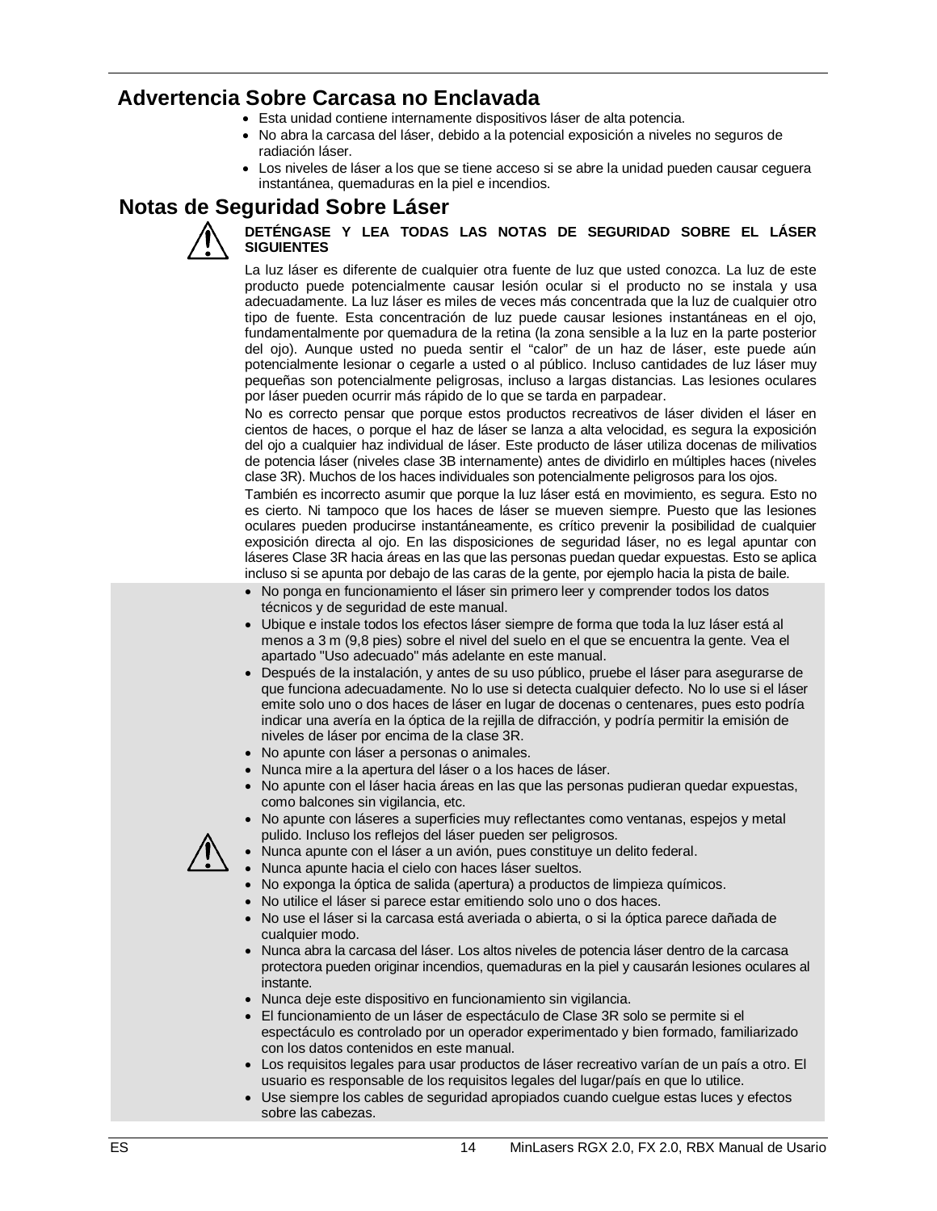## Advertencia Sobre Carcasa no Enclavada

- Esta unidad contiene internamente dispositivos láser de alta potencia.
- No abra la carcasa del láser, debido a la potencial exposición a niveles no seguros de radiación láser.
- Los niveles de láser a los que se tiene acceso si se abre la unidad pueden causar ceguera instantánea, quemaduras en la piel e incendios.

## Notas de Seguridad Sobre Láser

**DETÉNGASE Y LEA TODAS LAS NOTAS DE SEGURIDAD SOBRE EL LÁSER SIGUIENTES**

La luz láser es diferente de cualquier otra fuente de luz que usted conozca. La luz de este producto puede potencialmente causar lesión ocular si el producto no se instala y usa adecuadamente. La luz láser es miles de veces más concentrada que la luz de cualquier otro tipo de fuente. Esta concentración de luz puede causar lesiones instantáneas en el ojo, fundamentalmente por quemadura de la retina (la zona sensible a la luz en la parte posterior del ojo). Aunque usted no pueda sentir el "calor" de un haz de láser, este puede aún potencialmente lesionar o cegarle a usted o al público. Incluso cantidades de luz láser muy pequeñas son potencialmente peligrosas, incluso a largas distancias. Las lesiones oculares por láser pueden ocurrir más rápido de lo que se tarda en parpadear.

No es correcto pensar que porque estos productos recreativos de láser dividen el láser en cientos de haces, o porque el haz de láser se lanza a alta velocidad, es segura la exposición del ojo a cualquier haz individual de láser. Este producto de láser utiliza docenas de milivatios de potencia láser (niveles clase 3B internamente) antes de dividirlo en múltiples haces (niveles clase 3R). Muchos de los haces individuales son potencialmente peligrosos para los ojos.

También es incorrecto asumir que porque la luz láser está en movimiento, es segura. Esto no es cierto. Ni tampoco que los haces de láser se mueven siempre. Puesto que las lesiones oculares pueden producirse instantáneamente, es crítico prevenir la posibilidad de cualquier exposición directa al ojo. En las disposiciones de seguridad láser, no es legal apuntar con láseres Clase 3R hacia áreas en las que las personas puedan quedar expuestas. Esto se aplica incluso si se apunta por debajo de las caras de la gente, por ejemplo hacia la pista de baile.

- No ponga en funcionamiento el láser sin primero leer y comprender todos los datos técnicos y de seguridad de este manual.
- Ubique e instale todos los efectos láser siempre de forma que toda la luz láser está al menos a 3 m (9,8 pies) sobre el nivel del suelo en el que se encuentra la gente. Vea el apartado "Uso adecuado" más adelante en este manual.
- Después de la instalación, y antes de su uso público, pruebe el láser para asegurarse de que funciona adecuadamente. No lo use si detecta cualquier defecto. No lo use si el láser emite solo uno o dos haces de láser en lugar de docenas o centenares, pues esto podría indicar una avería en la óptica de la rejilla de difracción, y podría permitir la emisión de niveles de láser por encima de la clase 3R.
- No apunte con láser a personas o animales.
- Nunca mire a la apertura del láser o a los haces de láser.
- No apunte con el láser hacia áreas en las que las personas pudieran quedar expuestas, como balcones sin vigilancia, etc.
- No apunte con láseres a superficies muy reflectantes como ventanas, espejos y metal pulido. Incluso los reflejos del láser pueden ser peligrosos.
- Nunca apunte con el láser a un avión, pues constituye un delito federal.
- Nunca apunte hacia el cielo con haces láser sueltos.
- No exponga la óptica de salida (apertura) a productos de limpieza químicos.
- No utilice el láser si parece estar emitiendo solo uno o dos haces.
- No use el láser si la carcasa está averiada o abierta, o si la óptica parece dañada de cualquier modo.
- Nunca abra la carcasa del láser. Los altos niveles de potencia láser dentro de la carcasa protectora pueden originar incendios, quemaduras en la piel y causarán lesiones oculares al instante.
- Nunca deje este dispositivo en funcionamiento sin vigilancia.
- El funcionamiento de un láser de espectáculo de Clase 3R solo se permite si el espectáculo es controlado por un operador experimentado y bien formado, familiarizado con los datos contenidos en este manual.
- Los requisitos legales para usar productos de láser recreativo varían de un país a otro. El usuario es responsable de los requisitos legales del lugar/país en que lo utilice.
- Use siempre los cables de seguridad apropiados cuando cuelgue estas luces y efectos sobre las cabezas.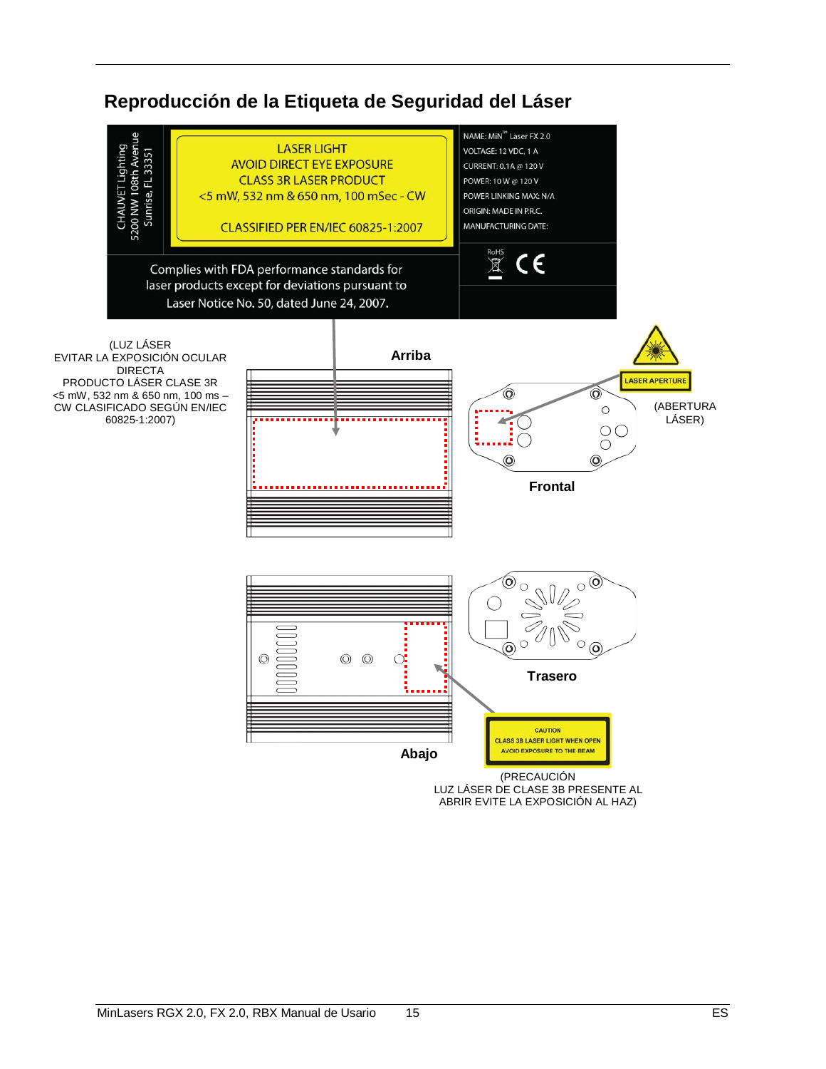## Reproducción de la Etiqueta de Seguridad del Láser

CHAUVET Lighting
5200 NW 108th Avenue
Sunrise, FL 33351

LASER LIGHT
AVOID DIRECT EYE EXPOSURE
CLASS 3R LASER PRODUCT
<5 mW, 532 nm & 650 nm, 100 mSec - CW

CLASSIFIED PER EN/IEC 60825-1:2007

NAME: MiN™ Laser FX 2.0
VOLTAGE: 12 VDC, 1 A
CURRENT: 0.1A @ 120 V
POWER: 10 W @ 120 V
POWER LINKING MAX: N/A
ORIGIN: MADE IN P.R.C.
MANUFACTURING DATE:

RoHS CE

Complies with FDA performance standards for laser products except for deviations pursuant to Laser Notice No. 50, dated June 24, 2007.

(LUZ LÁSER
EVITAR LA EXPOSICIÓN OCULAR DIRECTA
PRODUCTO LÁSER CLASE 3R
<5 mW, 532 nm & 650 nm, 100 ms – CW CLASIFICADO SEGÚN EN/IEC 60825-1:2007)

**Arriba**

LASER APERTURE

(ABERTURA LÁSER)

**Frontal**

**Trasero**

**Abajo**

CAUTION
CLASS 3B LASER LIGHT WHEN OPEN
AVOID EXPOSURE TO THE BEAM

(PRECAUCIÓN
LUZ LÁSER DE CLASE 3B PRESENTE AL ABRIR EVITE LA EXPOSICIÓN AL HAZ)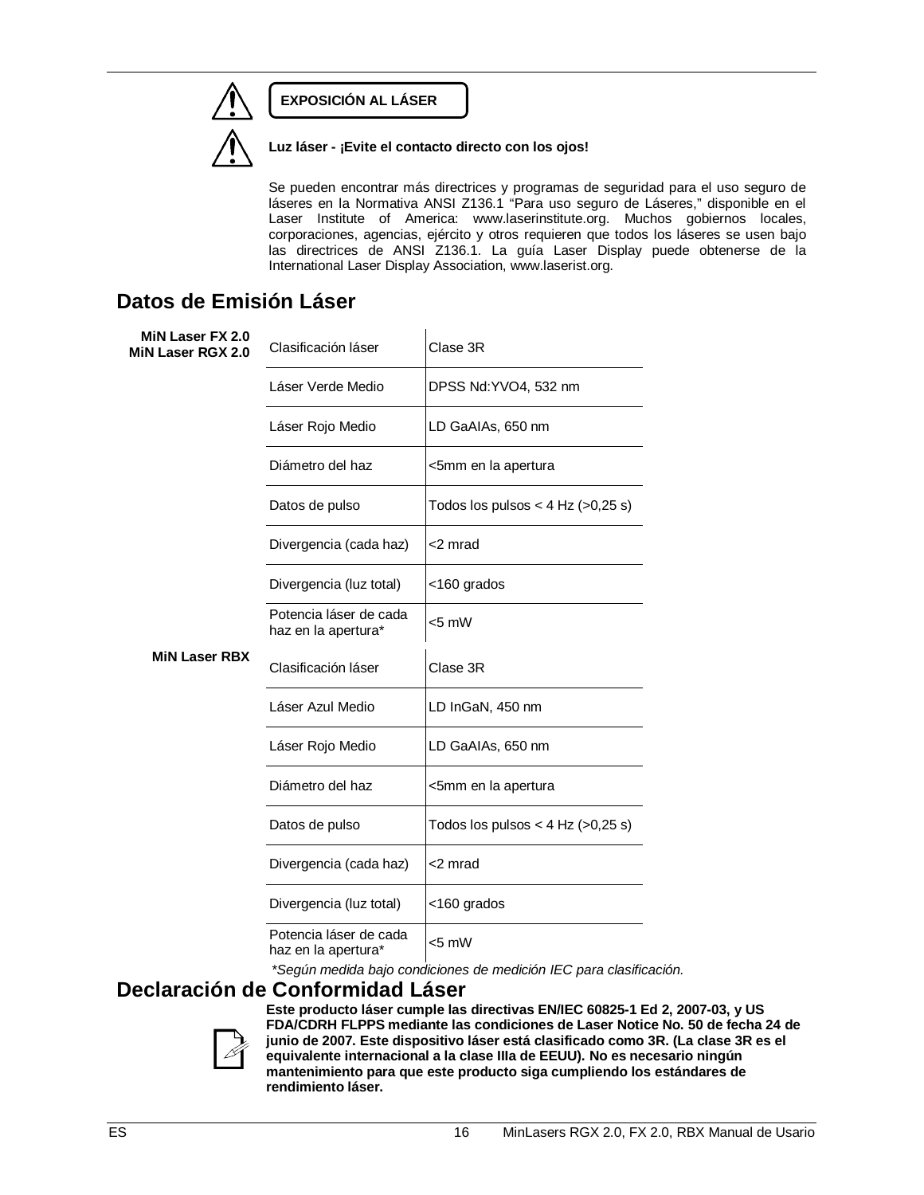**EXPOSICIÓN AL LÁSER**

**Luz láser - ¡Evite el contacto directo con los ojos!**

Se pueden encontrar más directrices y programas de seguridad para el uso seguro de láseres en la Normativa ANSI Z136.1 "Para uso seguro de Láseres," disponible en el Laser Institute of America: www.laserinstitute.org. Muchos gobiernos locales, corporaciones, agencias, ejército y otros requieren que todos los láseres se usen bajo las directrices de ANSI Z136.1. La guía Laser Display puede obtenerse de la International Laser Display Association, www.laserist.org.

## Datos de Emisión Láser

**MiN Laser FX 2.0**
**MiN Laser RGX 2.0**

| | |
|---|---|
| Clasificación láser | Clase 3R |
| Láser Verde Medio | DPSS Nd:YVO4, 532 nm |
| Láser Rojo Medio | LD GaAIAs, 650 nm |
| Diámetro del haz | <5mm en la apertura |
| Datos de pulso | Todos los pulsos < 4 Hz (>0,25 s) |
| Divergencia (cada haz) | <2 mrad |
| Divergencia (luz total) | <160 grados |
| Potencia láser de cada haz en la apertura* | <5 mW |

**MiN Laser RBX**

| | |
|---|---|
| Clasificación láser | Clase 3R |
| Láser Azul Medio | LD InGaN, 450 nm |
| Láser Rojo Medio | LD GaAIAs, 650 nm |
| Diámetro del haz | <5mm en la apertura |
| Datos de pulso | Todos los pulsos < 4 Hz (>0,25 s) |
| Divergencia (cada haz) | <2 mrad |
| Divergencia (luz total) | <160 grados |
| Potencia láser de cada haz en la apertura* | <5 mW |

*\*Según medida bajo condiciones de medición IEC para clasificación.*

## Declaración de Conformidad Láser

**Este producto láser cumple las directivas EN/IEC 60825-1 Ed 2, 2007-03, y US FDA/CDRH FLPPS mediante las condiciones de Laser Notice No. 50 de fecha 24 de junio de 2007. Este dispositivo láser está clasificado como 3R. (La clase 3R es el equivalente internacional a la clase IIIa de EEUU). No es necesario ningún mantenimiento para que este producto siga cumpliendo los estándares de rendimiento láser.**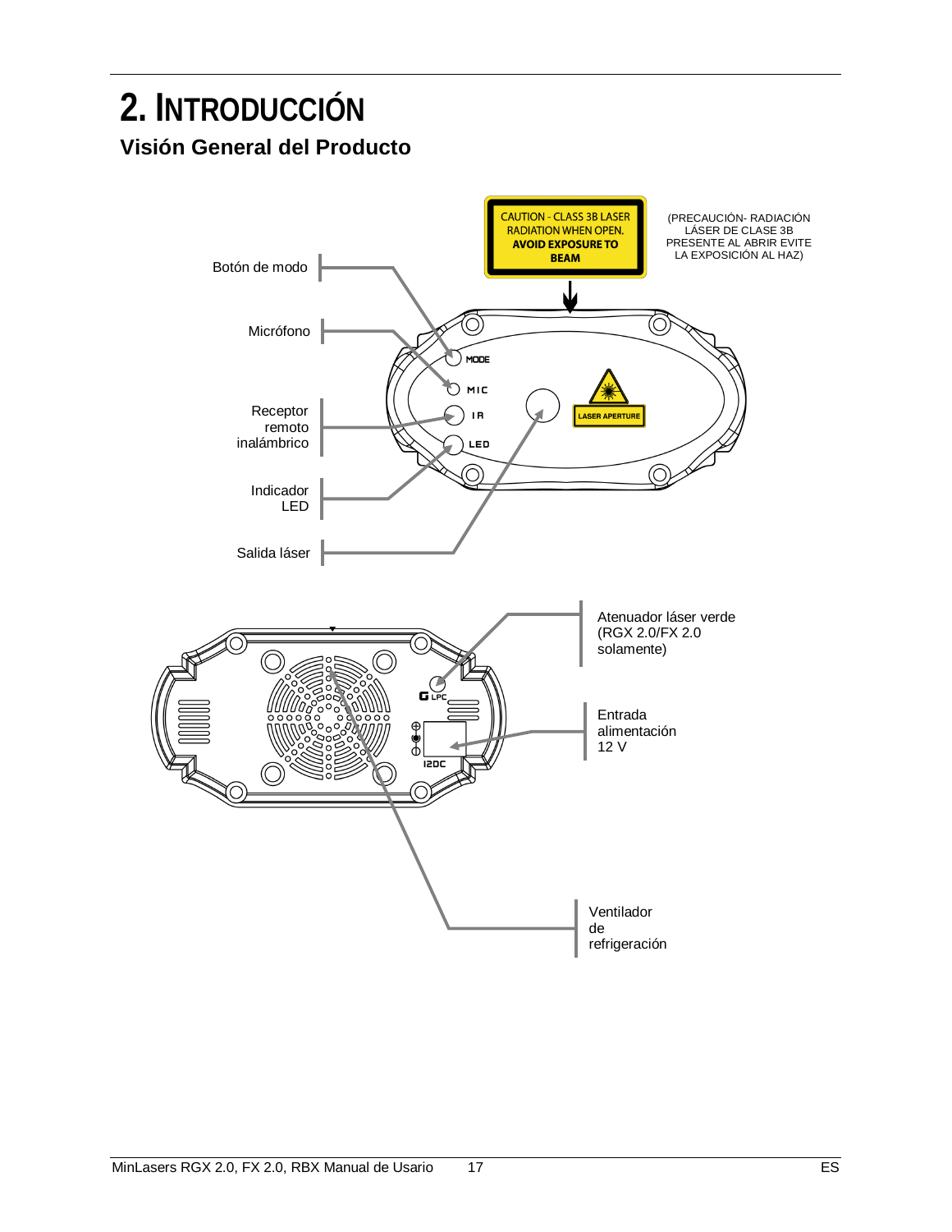# 2. INTRODUCCIÓN

## Visión General del Producto

CAUTION - CLASS 3B LASER RADIATION WHEN OPEN. AVOID EXPOSURE TO BEAM

(PRECAUCIÓN- RADIACIÓN LÁSER DE CLASE 3B PRESENTE AL ABRIR EVITE LA EXPOSICIÓN AL HAZ)

Botón de modo

Micrófono

Receptor remoto inalámbrico

Indicador LED

Salida láser

MODE

MIC

IR

LED

LASER APERTURE

Atenuador láser verde (RGX 2.0/FX 2.0 solamente)

Entrada alimentación 12 V

Ventilador de refrigeración

G LPC

12DC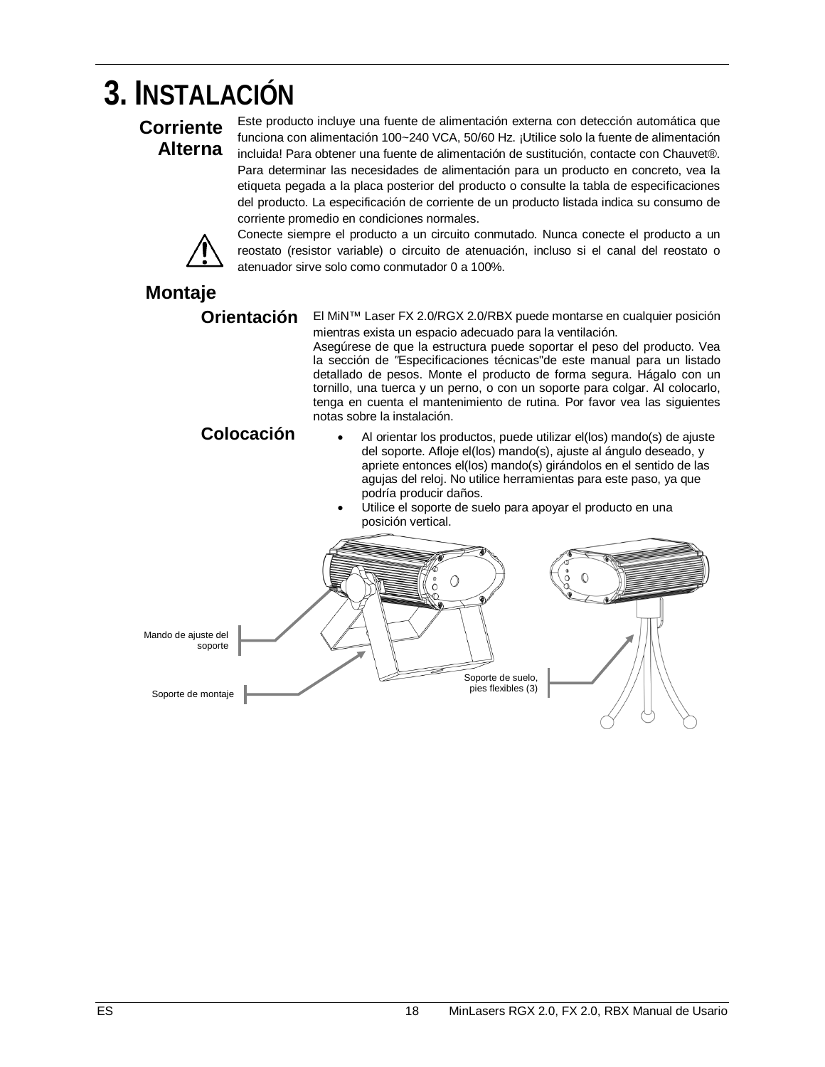# 3. INSTALACIÓN

## Corriente Alterna

Este producto incluye una fuente de alimentación externa con detección automática que funciona con alimentación 100~240 VCA, 50/60 Hz. ¡Utilice solo la fuente de alimentación incluida! Para obtener una fuente de alimentación de sustitución, contacte con Chauvet®. Para determinar las necesidades de alimentación para un producto en concreto, vea la etiqueta pegada a la placa posterior del producto o consulte la tabla de especificaciones del producto. La especificación de corriente de un producto listada indica su consumo de corriente promedio en condiciones normales.

Conecte siempre el producto a un circuito conmutado. Nunca conecte el producto a un reostato (resistor variable) o circuito de atenuación, incluso si el canal del reostato o atenuador sirve solo como conmutador 0 a 100%.

## Montaje

### Orientación

El MiN™ Laser FX 2.0/RGX 2.0/RBX puede montarse en cualquier posición mientras exista un espacio adecuado para la ventilación.

Asegúrese de que la estructura puede soportar el peso del producto. Vea la sección de "Especificaciones técnicas"de este manual para un listado detallado de pesos. Monte el producto de forma segura. Hágalo con un tornillo, una tuerca y un perno, o con un soporte para colgar. Al colocarlo, tenga en cuenta el mantenimiento de rutina. Por favor vea las siguientes notas sobre la instalación.

### Colocación

- Al orientar los productos, puede utilizar el(los) mando(s) de ajuste del soporte. Afloje el(los) mando(s), ajuste al ángulo deseado, y apriete entonces el(los) mando(s) girándolos en el sentido de las agujas del reloj. No utilice herramientas para este paso, ya que podría producir daños.
- Utilice el soporte de suelo para apoyar el producto en una posición vertical.

Mando de ajuste del soporte

Soporte de montaje

Soporte de suelo, pies flexibles (3)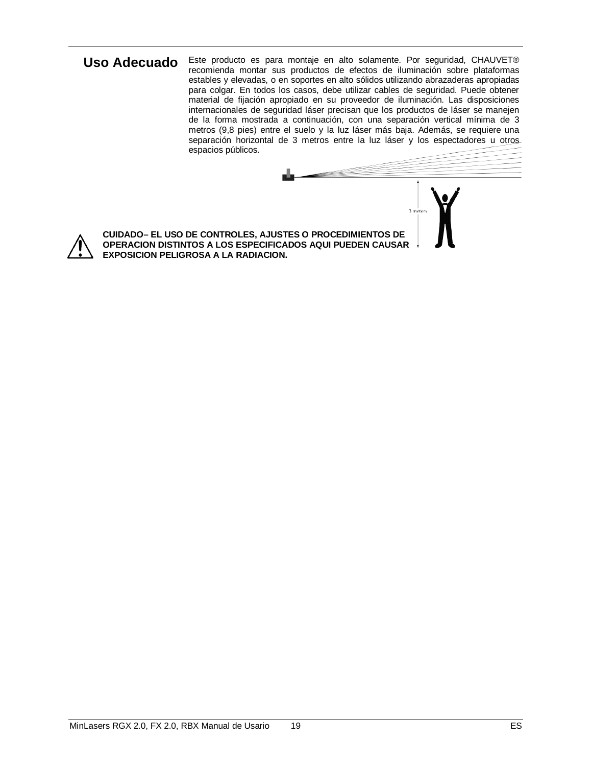## Uso Adecuado

Este producto es para montaje en alto solamente. Por seguridad, CHAUVET® recomienda montar sus productos de efectos de iluminación sobre plataformas estables y elevadas, o en soportes en alto sólidos utilizando abrazaderas apropiadas para colgar. En todos los casos, debe utilizar cables de seguridad. Puede obtener material de fijación apropiado en su proveedor de iluminación. Las disposiciones internacionales de seguridad láser precisan que los productos de láser se manejen de la forma mostrada a continuación, con una separación vertical mínima de 3 metros (9,8 pies) entre el suelo y la luz láser más baja. Además, se requiere una separación horizontal de 3 metros entre la luz láser y los espectadores u otros espacios públicos.

3 meters

**CUIDADO– EL USO DE CONTROLES, AJUSTES O PROCEDIMIENTOS DE OPERACION DISTINTOS A LOS ESPECIFICADOS AQUI PUEDEN CAUSAR EXPOSICION PELIGROSA A LA RADIACION.**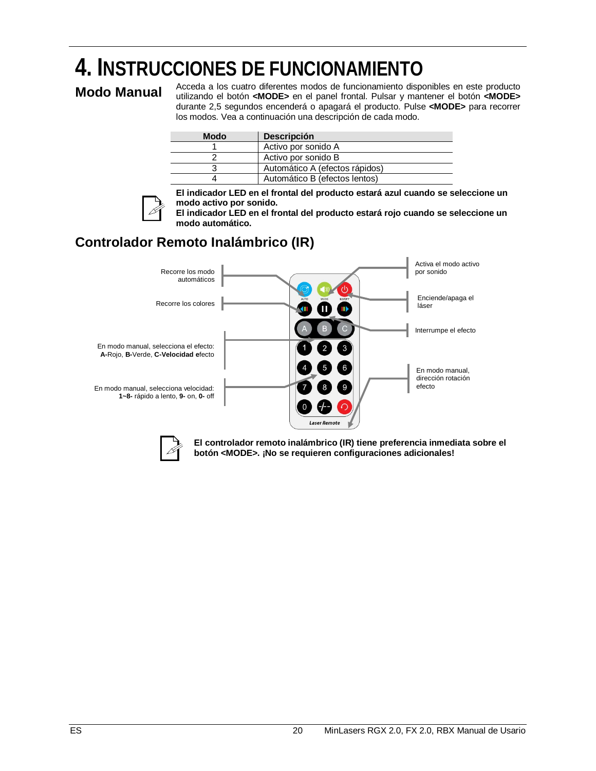# 4. INSTRUCCIONES DE FUNCIONAMIENTO

## Modo Manual

Acceda a los cuatro diferentes modos de funcionamiento disponibles en este producto utilizando el botón **<MODE>** en el panel frontal. Pulsar y mantener el botón **<MODE>** durante 2,5 segundos encenderá o apagará el producto. Pulse **<MODE>** para recorrer los modos. Vea a continuación una descripción de cada modo.

| Modo | Descripción |
|---|---|
| 1 | Activo por sonido A |
| 2 | Activo por sonido B |
| 3 | Automático A (efectos rápidos) |
| 4 | Automático B (efectos lentos) |

**El indicador LED en el frontal del producto estará azul cuando se seleccione un modo activo por sonido.**
**El indicador LED en el frontal del producto estará rojo cuando se seleccione un modo automático.**

## Controlador Remoto Inalámbrico (IR)

Recorre los modo automáticos

Recorre los colores

En modo manual, selecciona el efecto: **A-**Rojo, **B-**Verde, **C-Velocidad e**fecto

En modo manual, selecciona velocidad: **1~8-** rápido a lento, **9-** on, **0-** off

Activa el modo activo por sonido

Enciende/apaga el láser

Interrumpe el efecto

En modo manual, dirección rotación efecto

**El controlador remoto inalámbrico (IR) tiene preferencia inmediata sobre el botón <MODE>. ¡No se requieren configuraciones adicionales!**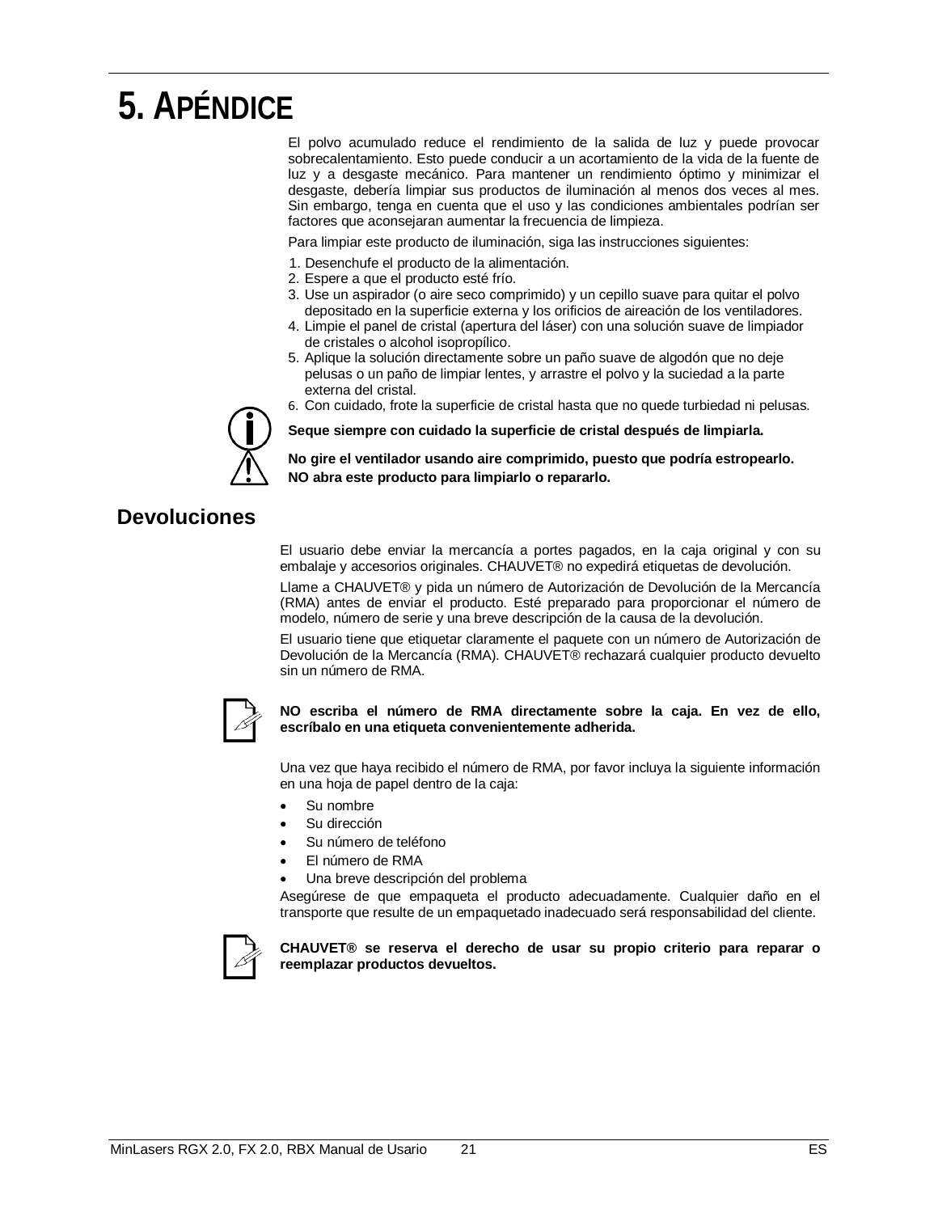# 5. APÉNDICE

El polvo acumulado reduce el rendimiento de la salida de luz y puede provocar sobrecalentamiento. Esto puede conducir a un acortamiento de la vida de la fuente de luz y a desgaste mecánico. Para mantener un rendimiento óptimo y minimizar el desgaste, debería limpiar sus productos de iluminación al menos dos veces al mes. Sin embargo, tenga en cuenta que el uso y las condiciones ambientales podrían ser factores que aconsejaran aumentar la frecuencia de limpieza.

Para limpiar este producto de iluminación, siga las instrucciones siguientes:

1. Desenchufe el producto de la alimentación.
2. Espere a que el producto esté frío.
3. Use un aspirador (o aire seco comprimido) y un cepillo suave para quitar el polvo depositado en la superficie externa y los orificios de aireación de los ventiladores.
4. Limpie el panel de cristal (apertura del láser) con una solución suave de limpiador de cristales o alcohol isopropílico.
5. Aplique la solución directamente sobre un paño suave de algodón que no deje pelusas o un paño de limpiar lentes, y arrastre el polvo y la suciedad a la parte externa del cristal.
6. Con cuidado, frote la superficie de cristal hasta que no quede turbiedad ni pelusas.

**Seque siempre con cuidado la superficie de cristal después de limpiarla.**

**No gire el ventilador usando aire comprimido, puesto que podría estropearlo.**
**NO abra este producto para limpiarlo o repararlo.**

## Devoluciones

El usuario debe enviar la mercancía a portes pagados, en la caja original y con su embalaje y accesorios originales. CHAUVET® no expedirá etiquetas de devolución.

Llame a CHAUVET® y pida un número de Autorización de Devolución de la Mercancía (RMA) antes de enviar el producto. Esté preparado para proporcionar el número de modelo, número de serie y una breve descripción de la causa de la devolución.

El usuario tiene que etiquetar claramente el paquete con un número de Autorización de Devolución de la Mercancía (RMA). CHAUVET® rechazará cualquier producto devuelto sin un número de RMA.

**NO escriba el número de RMA directamente sobre la caja. En vez de ello, escríbalo en una etiqueta convenientemente adherida.**

Una vez que haya recibido el número de RMA, por favor incluya la siguiente información en una hoja de papel dentro de la caja:

- Su nombre
- Su dirección
- Su número de teléfono
- El número de RMA
- Una breve descripción del problema

Asegúrese de que empaqueta el producto adecuadamente. Cualquier daño en el transporte que resulte de un empaquetado inadecuado será responsabilidad del cliente.

**CHAUVET® se reserva el derecho de usar su propio criterio para reparar o reemplazar productos devueltos.**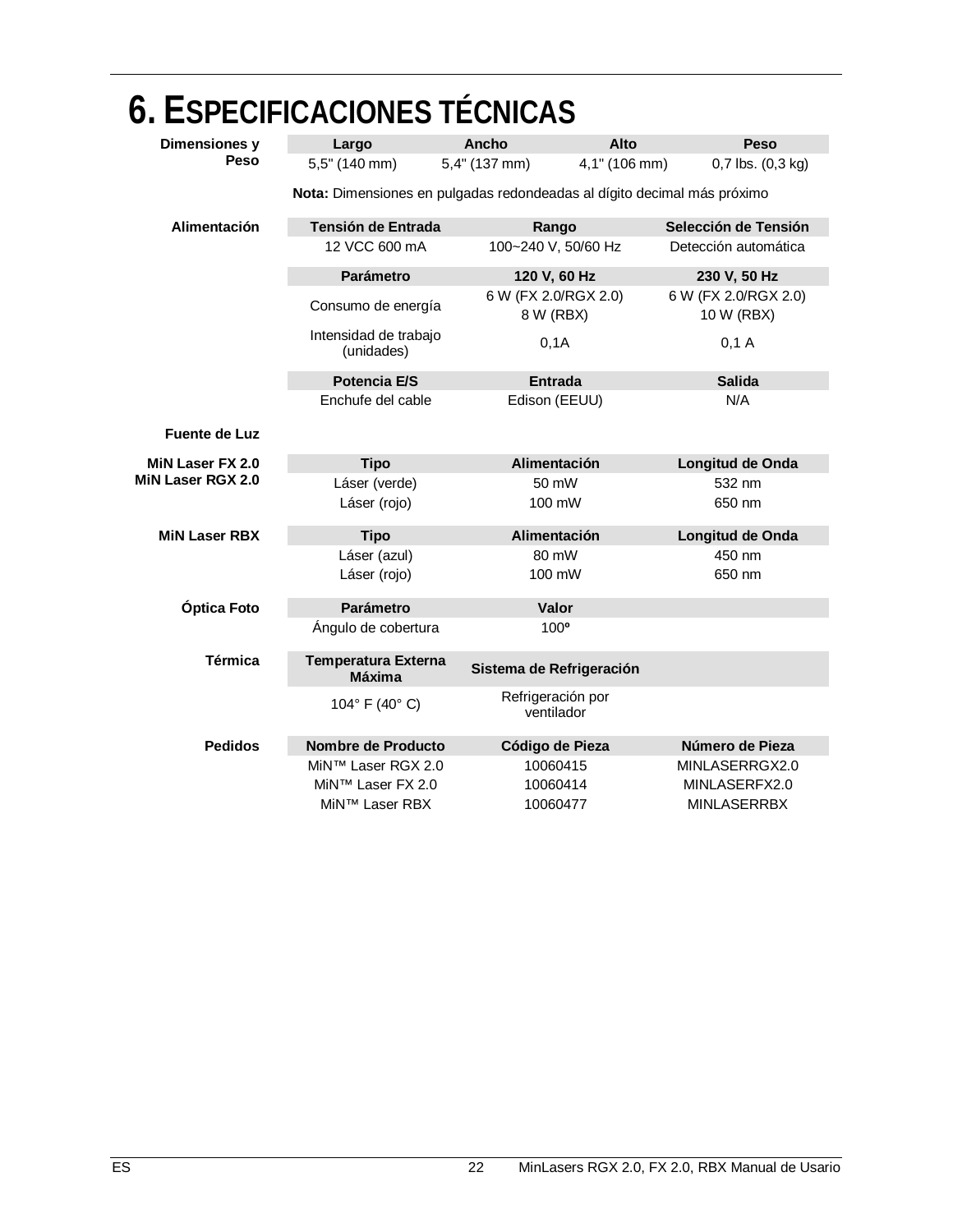# 6. ESPECIFICACIONES TÉCNICAS

**Dimensiones y Peso**

| Largo | Ancho | Alto | Peso |
|---|---|---|---|
| 5,5" (140 mm) | 5,4" (137 mm) | 4,1" (106 mm) | 0,7 lbs. (0,3 kg) |

**Nota:** Dimensiones en pulgadas redondeadas al dígito decimal más próximo

**Alimentación**

| Tensión de Entrada | Rango | Selección de Tensión |
|---|---|---|
| 12 VCC 600 mA | 100~240 V, 50/60 Hz | Detección automática |

| Parámetro | 120 V, 60 Hz | 230 V, 50 Hz |
|---|---|---|
| Consumo de energía | 6 W (FX 2.0/RGX 2.0) 8 W (RBX) | 6 W (FX 2.0/RGX 2.0) 10 W (RBX) |
| Intensidad de trabajo (unidades) | 0,1A | 0,1 A |

| Potencia E/S | Entrada | Salida |
|---|---|---|
| Enchufe del cable | Edison (EEUU) | N/A |

**Fuente de Luz**

**MiN Laser FX 2.0**
**MiN Laser RGX 2.0**

| Tipo | Alimentación | Longitud de Onda |
|---|---|---|
| Láser (verde) | 50 mW | 532 nm |
| Láser (rojo) | 100 mW | 650 nm |

**MiN Laser RBX**

| Tipo | Alimentación | Longitud de Onda |
|---|---|---|
| Láser (azul) | 80 mW | 450 nm |
| Láser (rojo) | 100 mW | 650 nm |

**Óptica Foto**

| Parámetro | Valor |
|---|---|
| Ángulo de cobertura | 100º |

**Térmica**

| Temperatura Externa Máxima | Sistema de Refrigeración |
|---|---|
| 104° F (40° C) | Refrigeración por ventilador |

**Pedidos**

| Nombre de Producto | Código de Pieza | Número de Pieza |
|---|---|---|
| MiN™ Laser RGX 2.0 | 10060415 | MINLASERRGX2.0 |
| MiN™ Laser FX 2.0 | 10060414 | MINLASERFX2.0 |
| MiN™ Laser RBX | 10060477 | MINLASERRBX |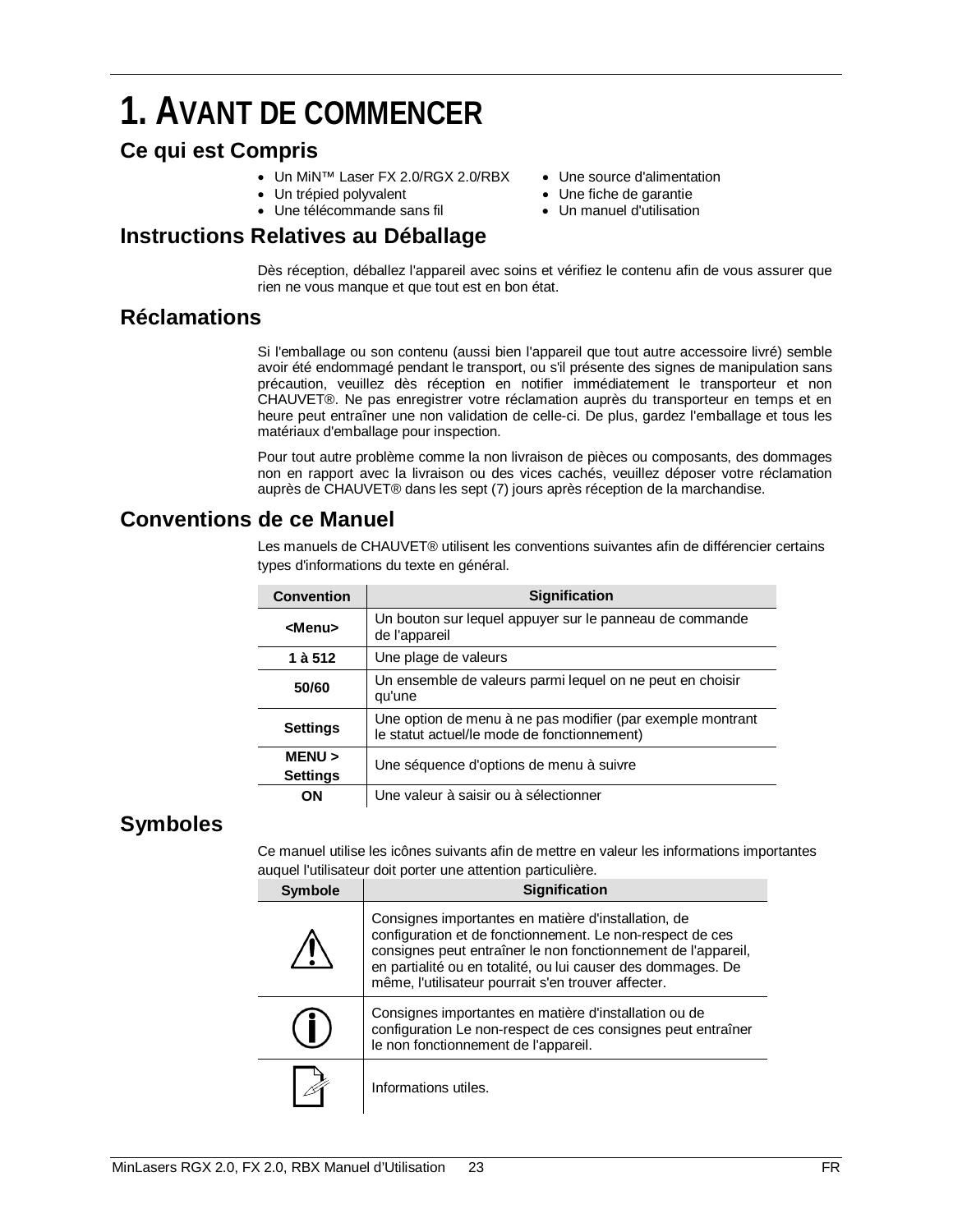# 1. AVANT DE COMMENCER

## Ce qui est Compris

- Un MiN™ Laser FX 2.0/RGX 2.0/RBX
- Un trépied polyvalent
- Une télécommande sans fil
- Une source d'alimentation
- Une fiche de garantie
- Un manuel d'utilisation

## Instructions Relatives au Déballage

Dès réception, déballez l'appareil avec soins et vérifiez le contenu afin de vous assurer que rien ne vous manque et que tout est en bon état.

## Réclamations

Si l'emballage ou son contenu (aussi bien l'appareil que tout autre accessoire livré) semble avoir été endommagé pendant le transport, ou s'il présente des signes de manipulation sans précaution, veuillez dès réception en notifier immédiatement le transporteur et non CHAUVET®. Ne pas enregistrer votre réclamation auprès du transporteur en temps et en heure peut entraîner une non validation de celle-ci. De plus, gardez l'emballage et tous les matériaux d'emballage pour inspection.

Pour tout autre problème comme la non livraison de pièces ou composants, des dommages non en rapport avec la livraison ou des vices cachés, veuillez déposer votre réclamation auprès de CHAUVET® dans les sept (7) jours après réception de la marchandise.

## Conventions de ce Manuel

Les manuels de CHAUVET® utilisent les conventions suivantes afin de différencier certains types d'informations du texte en général.

| Convention | Signification |
|---|---|
| **<Menu>** | Un bouton sur lequel appuyer sur le panneau de commande de l'appareil |
| **1 à 512** | Une plage de valeurs |
| **50/60** | Un ensemble de valeurs parmi lequel on ne peut en choisir qu'une |
| **Settings** | Une option de menu à ne pas modifier (par exemple montrant le statut actuel/le mode de fonctionnement) |
| **MENU > Settings** | Une séquence d'options de menu à suivre |
| **ON** | Une valeur à saisir ou à sélectionner |

## Symboles

Ce manuel utilise les icônes suivants afin de mettre en valeur les informations importantes auquel l'utilisateur doit porter une attention particulière.

| Symbole | Signification |
|---|---|
| ⚠ | Consignes importantes en matière d'installation, de configuration et de fonctionnement. Le non-respect de ces consignes peut entraîner le non fonctionnement de l'appareil, en partialité ou en totalité, ou lui causer des dommages. De même, l'utilisateur pourrait s'en trouver affecter. |
| ℹ | Consignes importantes en matière d'installation ou de configuration Le non-respect de ces consignes peut entraîner le non fonctionnement de l'appareil. |
| 📝 | Informations utiles. |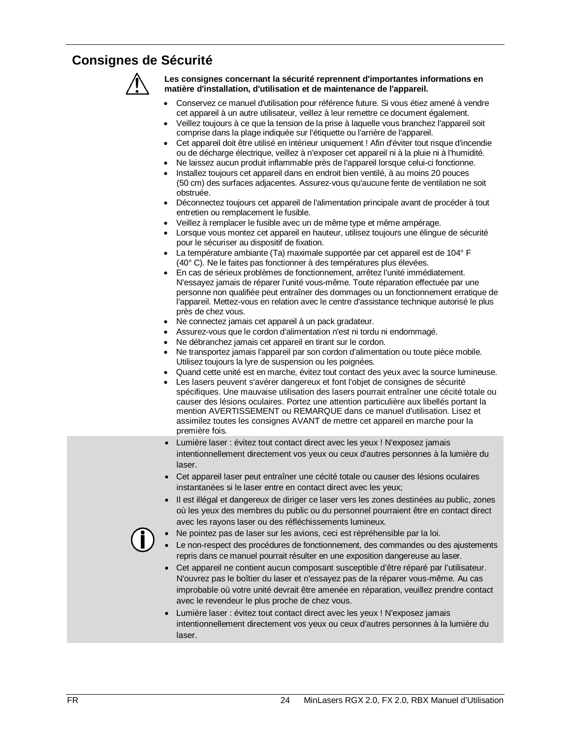## Consignes de Sécurité

**Les consignes concernant la sécurité reprennent d'importantes informations en matière d'installation, d'utilisation et de maintenance de l'appareil.**

- Conservez ce manuel d'utilisation pour référence future. Si vous étiez amené à vendre cet appareil à un autre utilisateur, veillez à leur remettre ce document également.
- Veillez toujours à ce que la tension de la prise à laquelle vous branchez l'appareil soit comprise dans la plage indiquée sur l'étiquette ou l'arrière de l'appareil.
- Cet appareil doit être utilisé en intérieur uniquement ! Afin d'éviter tout risque d'incendie ou de décharge électrique, veillez à n'exposer cet appareil ni à la pluie ni à l'humidité.
- Ne laissez aucun produit inflammable près de l'appareil lorsque celui-ci fonctionne.
- Installez toujours cet appareil dans en endroit bien ventilé, à au moins 20 pouces (50 cm) des surfaces adjacentes. Assurez-vous qu'aucune fente de ventilation ne soit obstruée.
- Déconnectez toujours cet appareil de l'alimentation principale avant de procéder à tout entretien ou remplacement le fusible.
- Veillez à remplacer le fusible avec un de même type et même ampérage.
- Lorsque vous montez cet appareil en hauteur, utilisez toujours une élingue de sécurité pour le sécuriser au dispositif de fixation.
- La température ambiante (Ta) maximale supportée par cet appareil est de 104° F (40° C). Ne le faites pas fonctionner à des températures plus élevées.
- En cas de sérieux problèmes de fonctionnement, arrêtez l'unité immédiatement. N'essayez jamais de réparer l'unité vous-même. Toute réparation effectuée par une personne non qualifiée peut entraîner des dommages ou un fonctionnement erratique de l'appareil. Mettez-vous en relation avec le centre d'assistance technique autorisé le plus près de chez vous.
- Ne connectez jamais cet appareil à un pack gradateur.
- Assurez-vous que le cordon d'alimentation n'est ni tordu ni endommagé.
- Ne débranchez jamais cet appareil en tirant sur le cordon.
- Ne transportez jamais l'appareil par son cordon d'alimentation ou toute pièce mobile. Utilisez toujours la lyre de suspension ou les poignées.
- Quand cette unité est en marche, évitez tout contact des yeux avec la source lumineuse.
- Les lasers peuvent s'avérer dangereux et font l'objet de consignes de sécurité spécifiques. Une mauvaise utilisation des lasers pourrait entraîner une cécité totale ou causer des lésions oculaires. Portez une attention particulière aux libellés portant la mention AVERTISSEMENT ou REMARQUE dans ce manuel d'utilisation. Lisez et assimilez toutes les consignes AVANT de mettre cet appareil en marche pour la première fois.

- Lumière laser : évitez tout contact direct avec les yeux ! N'exposez jamais intentionnellement directement vos yeux ou ceux d'autres personnes à la lumière du laser.
- Cet appareil laser peut entraîner une cécité totale ou causer des lésions oculaires instantanées si le laser entre en contact direct avec les yeux;
- Il est illégal et dangereux de diriger ce laser vers les zones destinées au public, zones où les yeux des membres du public ou du personnel pourraient être en contact direct avec les rayons laser ou des réfléchissements lumineux.
- Ne pointez pas de laser sur les avions, ceci est répréhensible par la loi.
- Le non-respect des procédures de fonctionnement, des commandes ou des ajustements repris dans ce manuel pourrait résulter en une exposition dangereuse au laser.
- Cet appareil ne contient aucun composant susceptible d'être réparé par l'utilisateur. N'ouvrez pas le boîtier du laser et n'essayez pas de la réparer vous-même. Au cas improbable où votre unité devrait être amenée en réparation, veuillez prendre contact avec le revendeur le plus proche de chez vous.
- Lumière laser : évitez tout contact direct avec les yeux ! N'exposez jamais intentionnellement directement vos yeux ou ceux d'autres personnes à la lumière du laser.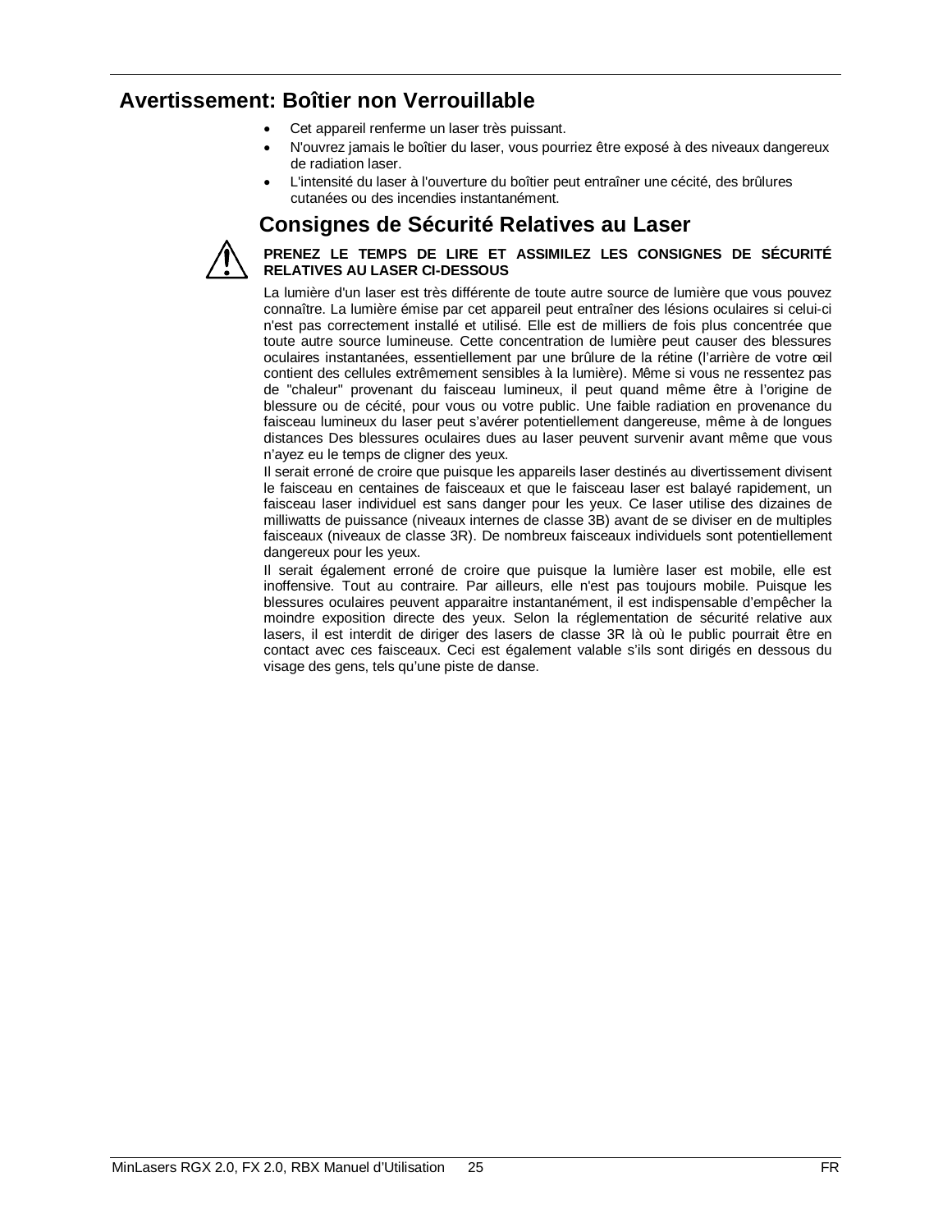## Avertissement: Boîtier non Verrouillable

- Cet appareil renferme un laser très puissant.
- N'ouvrez jamais le boîtier du laser, vous pourriez être exposé à des niveaux dangereux de radiation laser.
- L'intensité du laser à l'ouverture du boîtier peut entraîner une cécité, des brûlures cutanées ou des incendies instantanément.

## Consignes de Sécurité Relatives au Laser

**PRENEZ LE TEMPS DE LIRE ET ASSIMILEZ LES CONSIGNES DE SÉCURITÉ RELATIVES AU LASER CI-DESSOUS**

La lumière d'un laser est très différente de toute autre source de lumière que vous pouvez connaître. La lumière émise par cet appareil peut entraîner des lésions oculaires si celui-ci n'est pas correctement installé et utilisé. Elle est de milliers de fois plus concentrée que toute autre source lumineuse. Cette concentration de lumière peut causer des blessures oculaires instantanées, essentiellement par une brûlure de la rétine (l'arrière de votre œil contient des cellules extrêmement sensibles à la lumière). Même si vous ne ressentez pas de "chaleur" provenant du faisceau lumineux, il peut quand même être à l'origine de blessure ou de cécité, pour vous ou votre public. Une faible radiation en provenance du faisceau lumineux du laser peut s'avérer potentiellement dangereuse, même à de longues distances Des blessures oculaires dues au laser peuvent survenir avant même que vous n'ayez eu le temps de cligner des yeux.

Il serait erroné de croire que puisque les appareils laser destinés au divertissement divisent le faisceau en centaines de faisceaux et que le faisceau laser est balayé rapidement, un faisceau laser individuel est sans danger pour les yeux. Ce laser utilise des dizaines de milliwatts de puissance (niveaux internes de classe 3B) avant de se diviser en de multiples faisceaux (niveaux de classe 3R). De nombreux faisceaux individuels sont potentiellement dangereux pour les yeux.

Il serait également erroné de croire que puisque la lumière laser est mobile, elle est inoffensive. Tout au contraire. Par ailleurs, elle n'est pas toujours mobile. Puisque les blessures oculaires peuvent apparaitre instantanément, il est indispensable d'empêcher la moindre exposition directe des yeux. Selon la réglementation de sécurité relative aux lasers, il est interdit de diriger des lasers de classe 3R là où le public pourrait être en contact avec ces faisceaux. Ceci est également valable s'ils sont dirigés en dessous du visage des gens, tels qu'une piste de danse.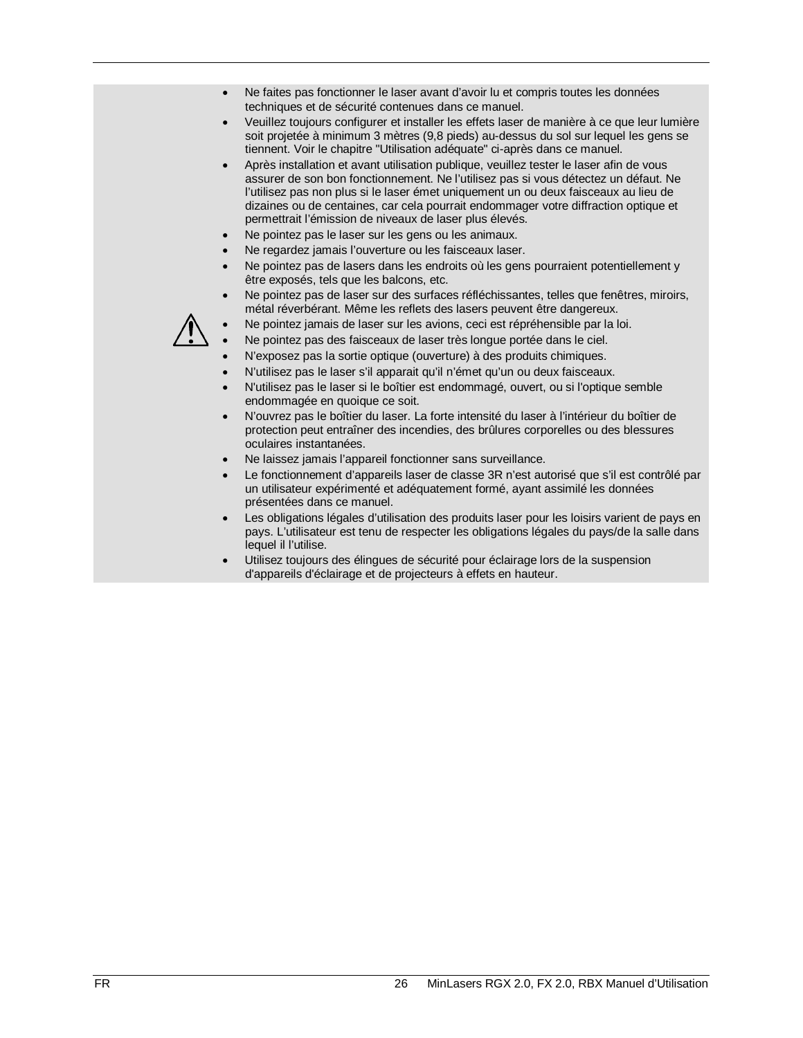- Ne faites pas fonctionner le laser avant d'avoir lu et compris toutes les données techniques et de sécurité contenues dans ce manuel.
- Veuillez toujours configurer et installer les effets laser de manière à ce que leur lumière soit projetée à minimum 3 mètres (9,8 pieds) au-dessus du sol sur lequel les gens se tiennent. Voir le chapitre "Utilisation adéquate" ci-après dans ce manuel.
- Après installation et avant utilisation publique, veuillez tester le laser afin de vous assurer de son bon fonctionnement. Ne l'utilisez pas si vous détectez un défaut. Ne l'utilisez pas non plus si le laser émet uniquement un ou deux faisceaux au lieu de dizaines ou de centaines, car cela pourrait endommager votre diffraction optique et permettrait l'émission de niveaux de laser plus élevés.
- Ne pointez pas le laser sur les gens ou les animaux.
- Ne regardez jamais l'ouverture ou les faisceaux laser.
- Ne pointez pas de lasers dans les endroits où les gens pourraient potentiellement y être exposés, tels que les balcons, etc.
- Ne pointez pas de laser sur des surfaces réfléchissantes, telles que fenêtres, miroirs, métal réverbérant. Même les reflets des lasers peuvent être dangereux.
- Ne pointez jamais de laser sur les avions, ceci est répréhensible par la loi.
- Ne pointez pas des faisceaux de laser très longue portée dans le ciel.
- N'exposez pas la sortie optique (ouverture) à des produits chimiques.
- N'utilisez pas le laser s'il apparait qu'il n'émet qu'un ou deux faisceaux.
- N'utilisez pas le laser si le boîtier est endommagé, ouvert, ou si l'optique semble endommagée en quoique ce soit.
- N'ouvrez pas le boîtier du laser. La forte intensité du laser à l'intérieur du boîtier de protection peut entraîner des incendies, des brûlures corporelles ou des blessures oculaires instantanées.
- Ne laissez jamais l'appareil fonctionner sans surveillance.
- Le fonctionnement d'appareils laser de classe 3R n'est autorisé que s'il est contrôlé par un utilisateur expérimenté et adéquatement formé, ayant assimilé les données présentées dans ce manuel.
- Les obligations légales d'utilisation des produits laser pour les loisirs varient de pays en pays. L'utilisateur est tenu de respecter les obligations légales du pays/de la salle dans lequel il l'utilise.
- Utilisez toujours des élingues de sécurité pour éclairage lors de la suspension d'appareils d'éclairage et de projecteurs à effets en hauteur.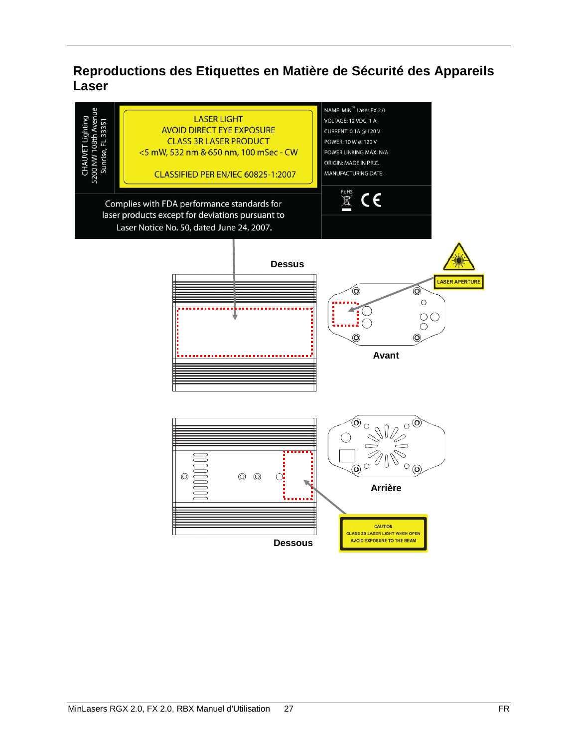# Reproductions des Etiquettes en Matière de Sécurité des Appareils Laser

CHAUVET Lighting
5200 NW 108th Avenue
Sunrise, FL 33351

LASER LIGHT
AVOID DIRECT EYE EXPOSURE
CLASS 3R LASER PRODUCT
<5 mW, 532 nm & 650 nm, 100 mSec - CW

CLASSIFIED PER EN/IEC 60825-1:2007

NAME: MiN™ Laser FX 2.0
VOLTAGE: 12 VDC, 1 A
CURRENT: 0.1A @ 120 V
POWER: 10 W @ 120 V
POWER LINKING MAX: N/A
ORIGIN: MADE IN P.R.C.
MANUFACTURING DATE:

RoHS CE

Complies with FDA performance standards for laser products except for deviations pursuant to Laser Notice No. 50, dated June 24, 2007.

Dessus

LASER APERTURE

Avant

Arrière

Dessous

CAUTION
CLASS 3B LASER LIGHT WHEN OPEN
AVOID EXPOSURE TO THE BEAM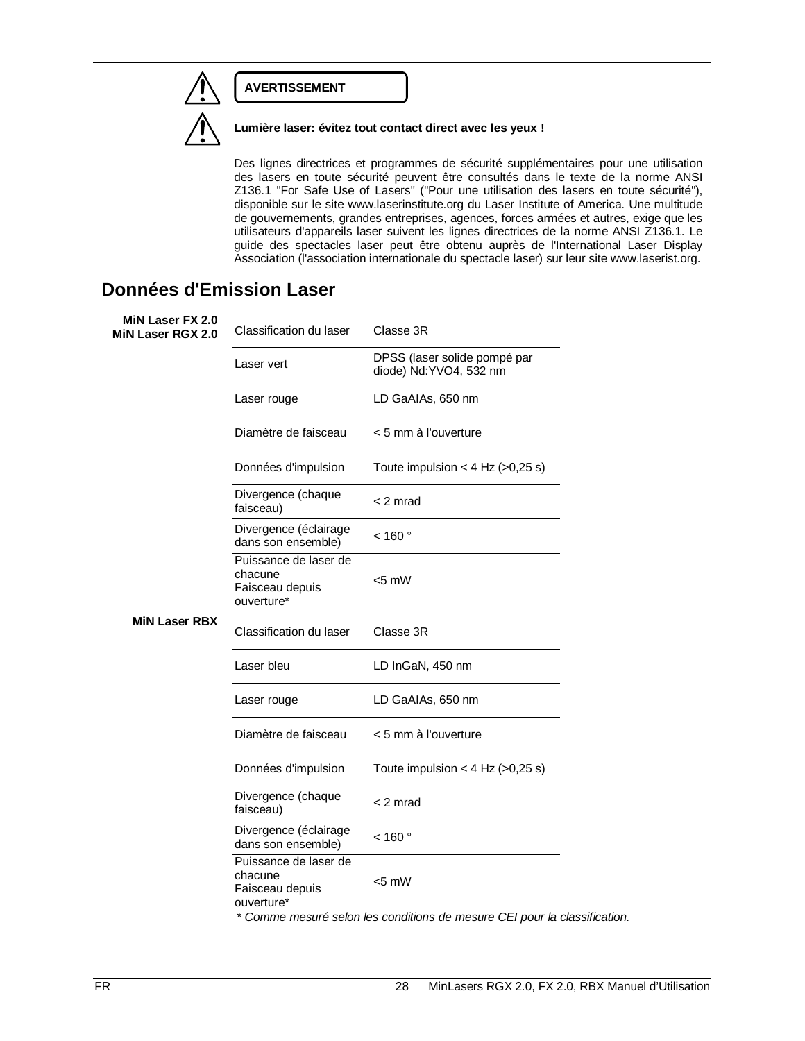**AVERTISSEMENT**

**Lumière laser: évitez tout contact direct avec les yeux !**

Des lignes directrices et programmes de sécurité supplémentaires pour une utilisation des lasers en toute sécurité peuvent être consultés dans le texte de la norme ANSI Z136.1 "For Safe Use of Lasers" ("Pour une utilisation des lasers en toute sécurité"), disponible sur le site www.laserinstitute.org du Laser Institute of America. Une multitude de gouvernements, grandes entreprises, agences, forces armées et autres, exige que les utilisateurs d'appareils laser suivent les lignes directrices de la norme ANSI Z136.1. Le guide des spectacles laser peut être obtenu auprès de l'International Laser Display Association (l'association internationale du spectacle laser) sur leur site www.laserist.org.

## Données d'Emission Laser

**MiN Laser FX 2.0**
**MiN Laser RGX 2.0**

| | |
|---|---|
| Classification du laser | Classe 3R |
| Laser vert | DPSS (laser solide pompé par diode) Nd:YVO4, 532 nm |
| Laser rouge | LD GaAIAs, 650 nm |
| Diamètre de faisceau | < 5 mm à l'ouverture |
| Données d'impulsion | Toute impulsion < 4 Hz (>0,25 s) |
| Divergence (chaque faisceau) | < 2 mrad |
| Divergence (éclairage dans son ensemble) | < 160 ° |
| Puissance de laser de chacune Faisceau depuis ouverture* | <5 mW |

**MiN Laser RBX**

| | |
|---|---|
| Classification du laser | Classe 3R |
| Laser bleu | LD InGaN, 450 nm |
| Laser rouge | LD GaAIAs, 650 nm |
| Diamètre de faisceau | < 5 mm à l'ouverture |
| Données d'impulsion | Toute impulsion < 4 Hz (>0,25 s) |
| Divergence (chaque faisceau) | < 2 mrad |
| Divergence (éclairage dans son ensemble) | < 160 ° |
| Puissance de laser de chacune Faisceau depuis ouverture* | <5 mW |

*\* Comme mesuré selon les conditions de mesure CEI pour la classification.*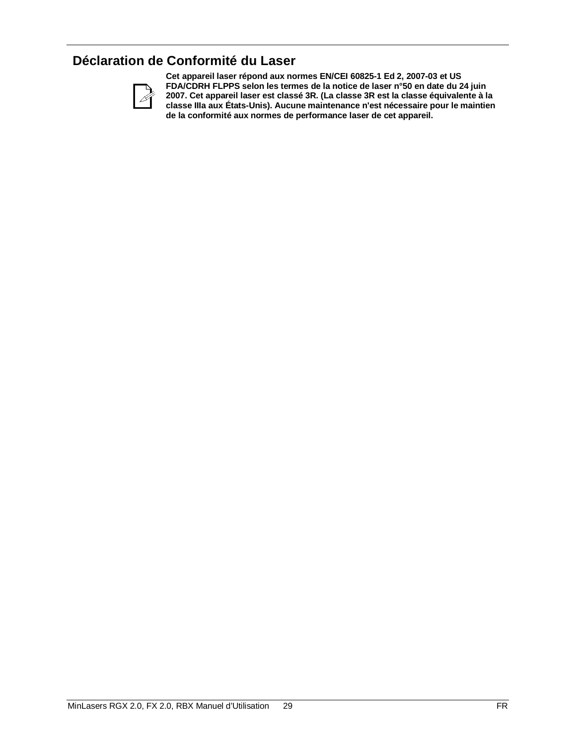## Déclaration de Conformité du Laser

**Cet appareil laser répond aux normes EN/CEI 60825-1 Ed 2, 2007-03 et US FDA/CDRH FLPPS selon les termes de la notice de laser n°50 en date du 24 juin 2007. Cet appareil laser est classé 3R. (La classe 3R est la classe équivalente à la classe IIIa aux États-Unis). Aucune maintenance n'est nécessaire pour le maintien de la conformité aux normes de performance laser de cet appareil.**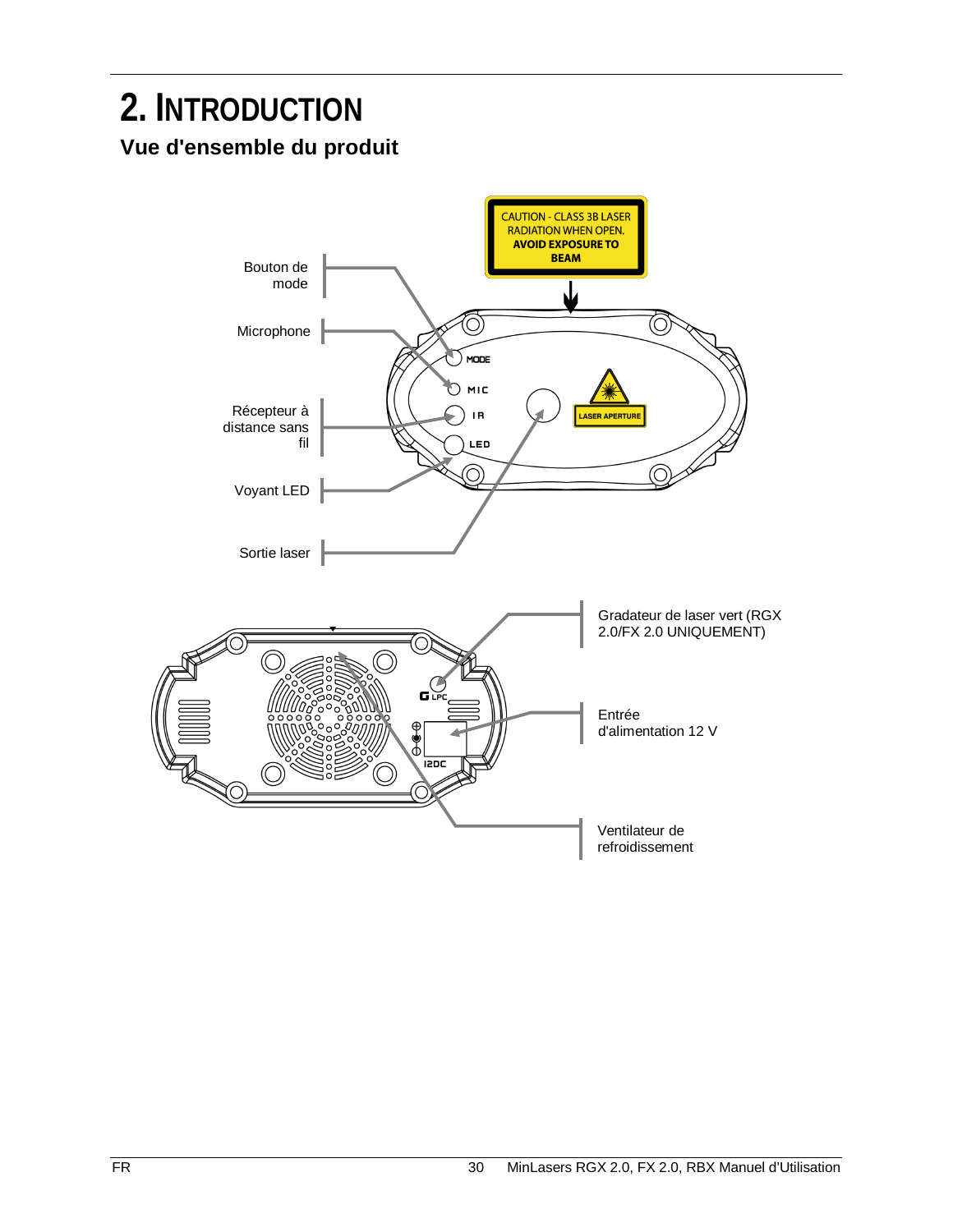# 2. INTRODUCTION

## Vue d'ensemble du produit

CAUTION - CLASS 3B LASER RADIATION WHEN OPEN. AVOID EXPOSURE TO BEAM

Bouton de mode

Microphone

Récepteur à distance sans fil

Voyant LED

Sortie laser

Gradateur de laser vert (RGX 2.0/FX 2.0 UNIQUEMENT)

Entrée d'alimentation 12 V

Ventilateur de refroidissement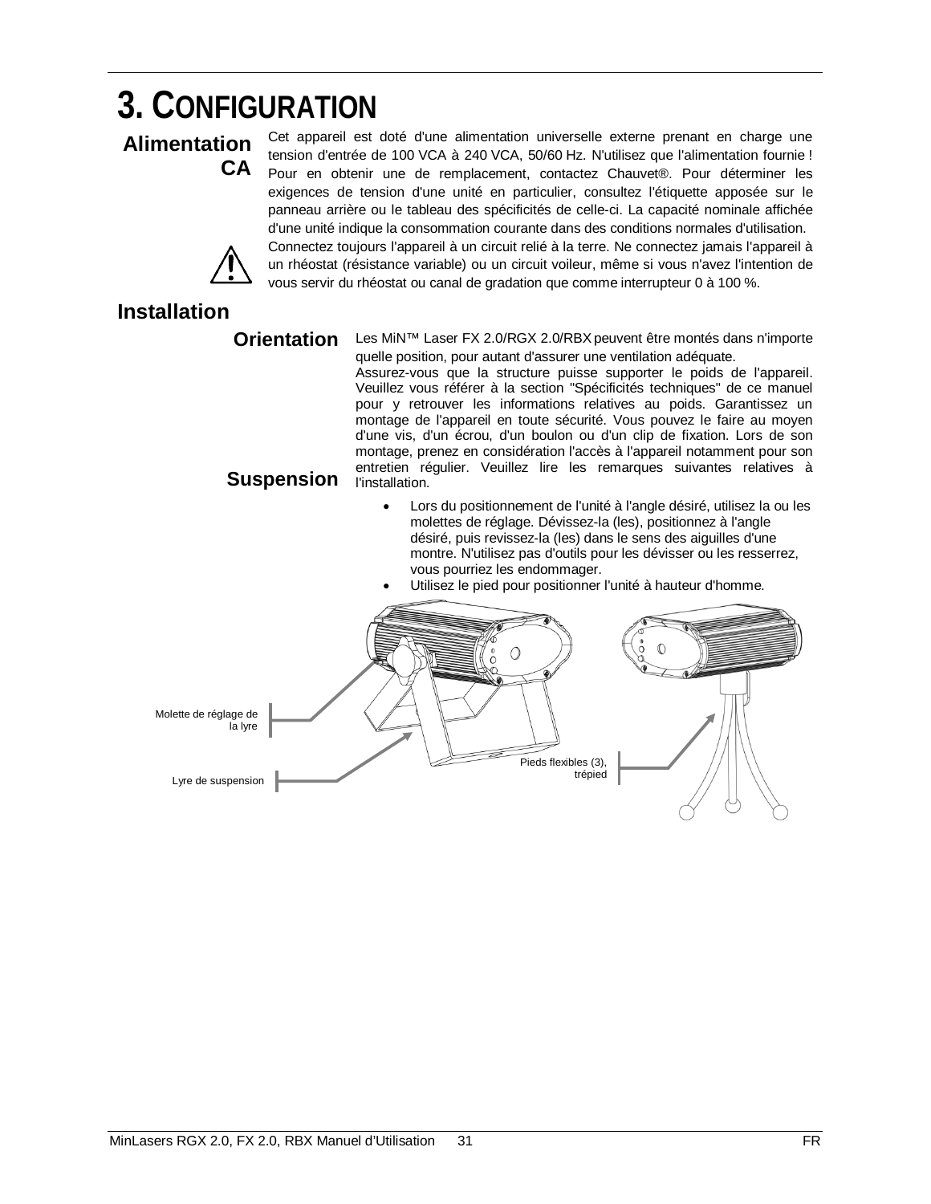# 3. CONFIGURATION

## Alimentation CA

Cet appareil est doté d'une alimentation universelle externe prenant en charge une tension d'entrée de 100 VCA à 240 VCA, 50/60 Hz. N'utilisez que l'alimentation fournie ! Pour en obtenir une de remplacement, contactez Chauvet®. Pour déterminer les exigences de tension d'une unité en particulier, consultez l'étiquette apposée sur le panneau arrière ou le tableau des spécificités de celle-ci. La capacité nominale affichée d'une unité indique la consommation courante dans des conditions normales d'utilisation.

Connectez toujours l'appareil à un circuit relié à la terre. Ne connectez jamais l'appareil à un rhéostat (résistance variable) ou un circuit voileur, même si vous n'avez l'intention de vous servir du rhéostat ou canal de gradation que comme interrupteur 0 à 100 %.

## Installation

### Orientation

Les MiN™ Laser FX 2.0/RGX 2.0/RBX peuvent être montés dans n'importe quelle position, pour autant d'assurer une ventilation adéquate.

### Suspension

Assurez-vous que la structure puisse supporter le poids de l'appareil. Veuillez vous référer à la section "Spécificités techniques" de ce manuel pour y retrouver les informations relatives au poids. Garantissez un montage de l'appareil en toute sécurité. Vous pouvez le faire au moyen d'une vis, d'un écrou, d'un boulon ou d'un clip de fixation. Lors de son montage, prenez en considération l'accès à l'appareil notamment pour son entretien régulier. Veuillez lire les remarques suivantes relatives à l'installation.

- Lors du positionnement de l'unité à l'angle désiré, utilisez la ou les molettes de réglage. Dévissez-la (les), positionnez à l'angle désiré, puis revissez-la (les) dans le sens des aiguilles d'une montre. N'utilisez pas d'outils pour les dévisser ou les resserrez, vous pourriez les endommager.
- Utilisez le pied pour positionner l'unité à hauteur d'homme.

Molette de réglage de la lyre

Lyre de suspension

Pieds flexibles (3), trépied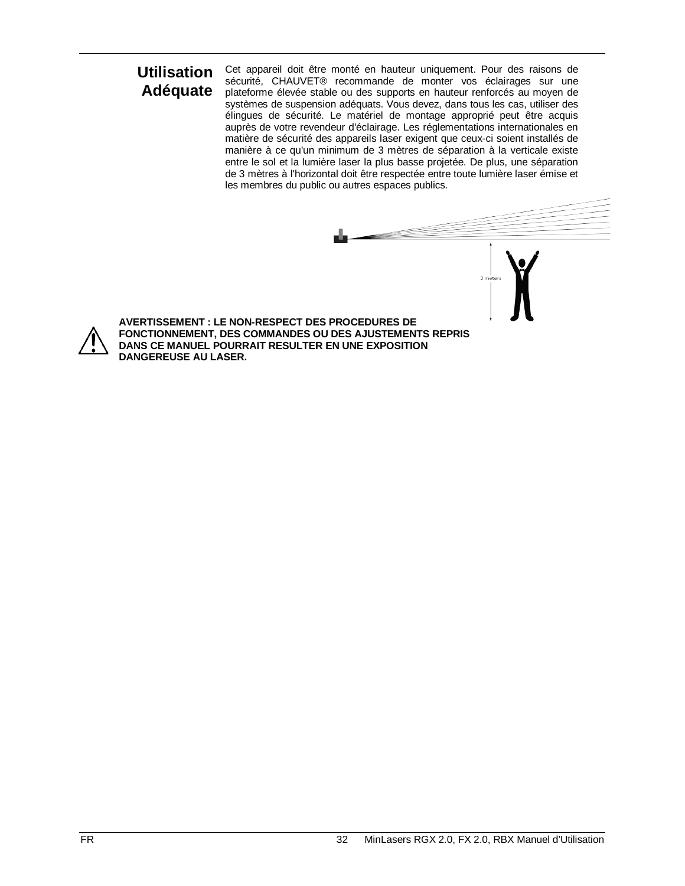## Utilisation Adéquate

Cet appareil doit être monté en hauteur uniquement. Pour des raisons de sécurité, CHAUVET® recommande de monter vos éclairages sur une plateforme élevée stable ou des supports en hauteur renforcés au moyen de systèmes de suspension adéquats. Vous devez, dans tous les cas, utiliser des élingues de sécurité. Le matériel de montage approprié peut être acquis auprès de votre revendeur d'éclairage. Les réglementations internationales en matière de sécurité des appareils laser exigent que ceux-ci soient installés de manière à ce qu'un minimum de 3 mètres de séparation à la verticale existe entre le sol et la lumière laser la plus basse projetée. De plus, une séparation de 3 mètres à l'horizontal doit être respectée entre toute lumière laser émise et les membres du public ou autres espaces publics.

3 meters

**AVERTISSEMENT : LE NON-RESPECT DES PROCEDURES DE FONCTIONNEMENT, DES COMMANDES OU DES AJUSTEMENTS REPRIS DANS CE MANUEL POURRAIT RESULTER EN UNE EXPOSITION DANGEREUSE AU LASER.**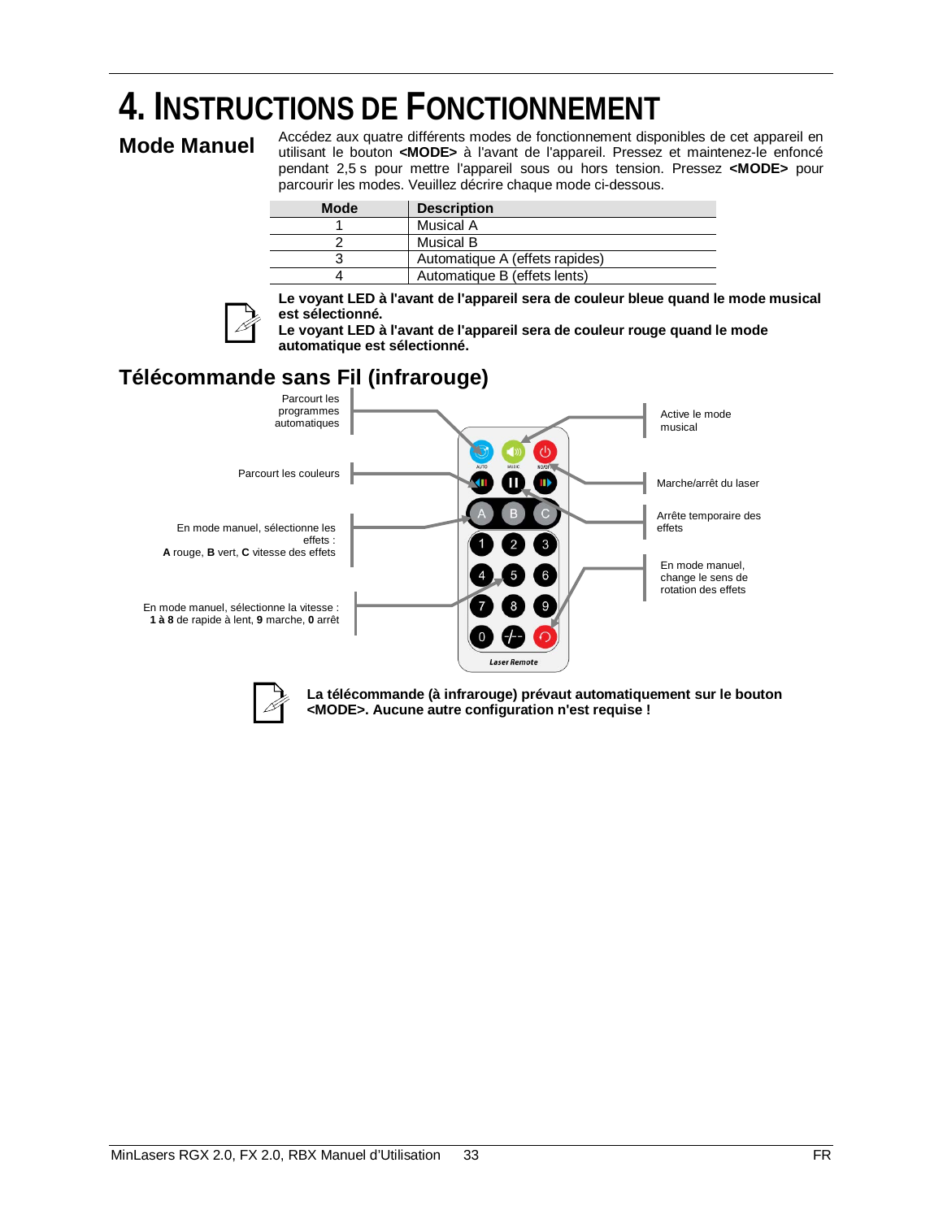# 4. Instructions de Fonctionnement

## Mode Manuel

Accédez aux quatre différents modes de fonctionnement disponibles de cet appareil en utilisant le bouton **<MODE>** à l'avant de l'appareil. Pressez et maintenez-le enfoncé pendant 2,5 s pour mettre l'appareil sous ou hors tension. Pressez **<MODE>** pour parcourir les modes. Veuillez décrire chaque mode ci-dessous.

| Mode | Description |
|---|---|
| 1 | Musical A |
| 2 | Musical B |
| 3 | Automatique A (effets rapides) |
| 4 | Automatique B (effets lents) |

**Le voyant LED à l'avant de l'appareil sera de couleur bleue quand le mode musical est sélectionné.**
**Le voyant LED à l'avant de l'appareil sera de couleur rouge quand le mode automatique est sélectionné.**

## Télécommande sans Fil (infrarouge)

Parcourt les programmes automatiques

Parcourt les couleurs

En mode manuel, sélectionne les effets : **A** rouge, **B** vert, **C** vitesse des effets

En mode manuel, sélectionne la vitesse : **1 à 8** de rapide à lent, **9** marche, **0** arrêt

Active le mode musical

Marche/arrêt du laser

Arrête temporaire des effets

En mode manuel, change le sens de rotation des effets

**La télécommande (à infrarouge) prévaut automatiquement sur le bouton <MODE>. Aucune autre configuration n'est requise !**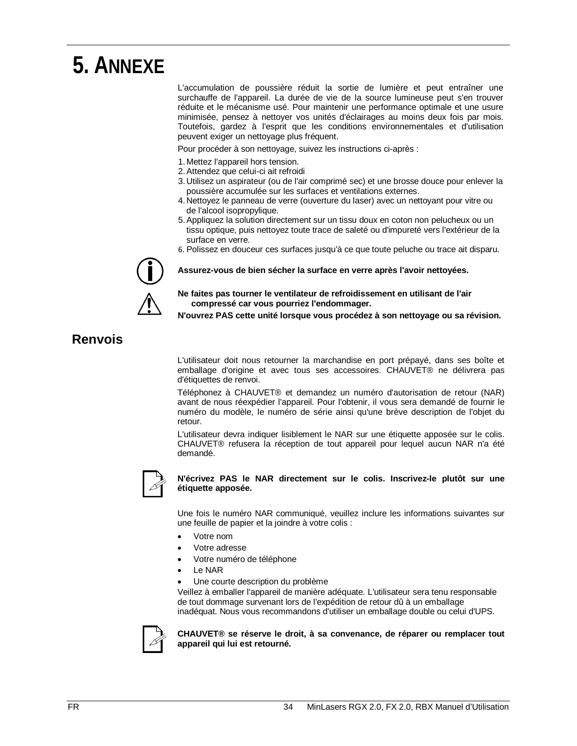# 5. ANNEXE

L'accumulation de poussière réduit la sortie de lumière et peut entraîner une surchauffe de l'appareil. La durée de vie de la source lumineuse peut s'en trouver réduite et le mécanisme usé. Pour maintenir une performance optimale et une usure minimisée, pensez à nettoyer vos unités d'éclairages au moins deux fois par mois. Toutefois, gardez à l'esprit que les conditions environnementales et d'utilisation peuvent exiger un nettoyage plus fréquent.

Pour procéder à son nettoyage, suivez les instructions ci-après :

1. Mettez l'appareil hors tension.
2. Attendez que celui-ci ait refroidi
3. Utilisez un aspirateur (ou de l'air comprimé sec) et une brosse douce pour enlever la poussière accumulée sur les surfaces et ventilations externes.
4. Nettoyez le panneau de verre (ouverture du laser) avec un nettoyant pour vitre ou de l'alcool isopropylique.
5. Appliquez la solution directement sur un tissu doux en coton non pelucheux ou un tissu optique, puis nettoyez toute trace de saleté ou d'impureté vers l'extérieur de la surface en verre.
6. Polissez en douceur ces surfaces jusqu'à ce que toute peluche ou trace ait disparu.

**Assurez-vous de bien sécher la surface en verre après l'avoir nettoyées.**

**Ne faites pas tourner le ventilateur de refroidissement en utilisant de l'air compressé car vous pourriez l'endommager.**

**N'ouvrez PAS cette unité lorsque vous procédez à son nettoyage ou sa révision.**

## Renvois

L'utilisateur doit nous retourner la marchandise en port prépayé, dans ses boîte et emballage d'origine et avec tous ses accessoires. CHAUVET® ne délivrera pas d'étiquettes de renvoi.

Téléphonez à CHAUVET® et demandez un numéro d'autorisation de retour (NAR) avant de nous réexpédier l'appareil. Pour l'obtenir, il vous sera demandé de fournir le numéro du modèle, le numéro de série ainsi qu'une brève description de l'objet du retour.

L'utilisateur devra indiquer lisiblement le NAR sur une étiquette apposée sur le colis. CHAUVET® refusera la réception de tout appareil pour lequel aucun NAR n'a été demandé.

**N'écrivez PAS le NAR directement sur le colis. Inscrivez-le plutôt sur une étiquette apposée.**

Une fois le numéro NAR communiqué, veuillez inclure les informations suivantes sur une feuille de papier et la joindre à votre colis :

- Votre nom
- Votre adresse
- Votre numéro de téléphone
- Le NAR
- Une courte description du problème

Veillez à emballer l'appareil de manière adéquate. L'utilisateur sera tenu responsable de tout dommage survenant lors de l'expédition de retour dû à un emballage inadéquat. Nous vous recommandons d'utiliser un emballage double ou celui d'UPS.

**CHAUVET® se réserve le droit, à sa convenance, de réparer ou remplacer tout appareil qui lui est retourné.**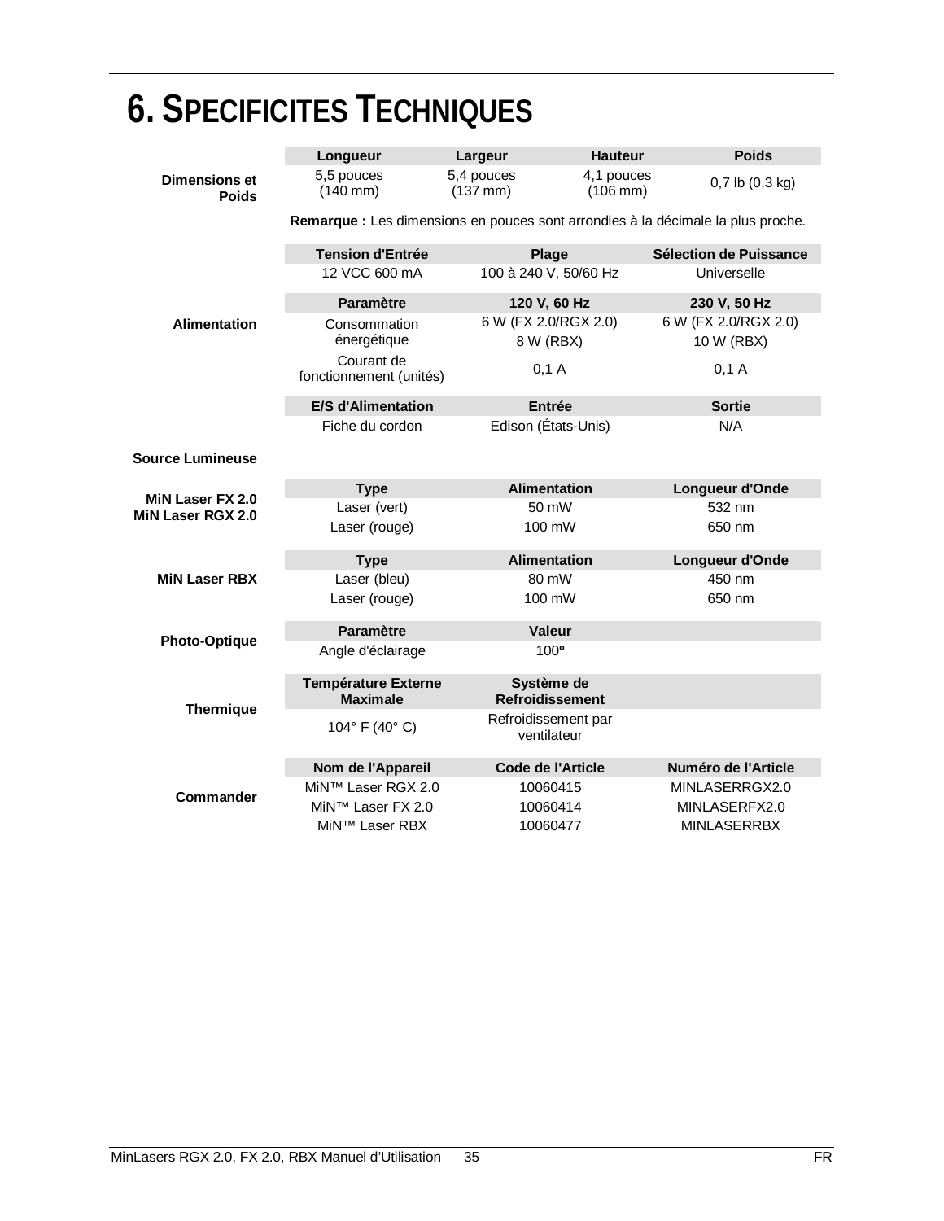# 6. SPECIFICITES TECHNIQUES

**Dimensions et Poids**

| Longueur | Largeur | Hauteur | Poids |
|---|---|---|---|
| 5,5 pouces (140 mm) | 5,4 pouces (137 mm) | 4,1 pouces (106 mm) | 0,7 lb (0,3 kg) |

**Remarque :** Les dimensions en pouces sont arrondies à la décimale la plus proche.

**Alimentation**

| Tension d'Entrée | Plage | Sélection de Puissance |
|---|---|---|
| 12 VCC 600 mA | 100 à 240 V, 50/60 Hz | Universelle |

| Paramètre | 120 V, 60 Hz | 230 V, 50 Hz |
|---|---|---|
| Consommation énergétique | 6 W (FX 2.0/RGX 2.0) 8 W (RBX) | 6 W (FX 2.0/RGX 2.0) 10 W (RBX) |
| Courant de fonctionnement (unités) | 0,1 A | 0,1 A |

| E/S d'Alimentation | Entrée | Sortie |
|---|---|---|
| Fiche du cordon | Edison (États-Unis) | N/A |

**Source Lumineuse**

**MiN Laser FX 2.0 / MiN Laser RGX 2.0**

| Type | Alimentation | Longueur d'Onde |
|---|---|---|
| Laser (vert) | 50 mW | 532 nm |
| Laser (rouge) | 100 mW | 650 nm |

**MiN Laser RBX**

| Type | Alimentation | Longueur d'Onde |
|---|---|---|
| Laser (bleu) | 80 mW | 450 nm |
| Laser (rouge) | 100 mW | 650 nm |

**Photo-Optique**

| Paramètre | Valeur |
|---|---|
| Angle d'éclairage | 100º |

**Thermique**

| Température Externe Maximale | Système de Refroidissement |
|---|---|
| 104° F (40° C) | Refroidissement par ventilateur |

**Commander**

| Nom de l'Appareil | Code de l'Article | Numéro de l'Article |
|---|---|---|
| MiN™ Laser RGX 2.0 | 10060415 | MINLASERRGX2.0 |
| MiN™ Laser FX 2.0 | 10060414 | MINLASERFX2.0 |
| MiN™ Laser RBX | 10060477 | MINLASERRBX |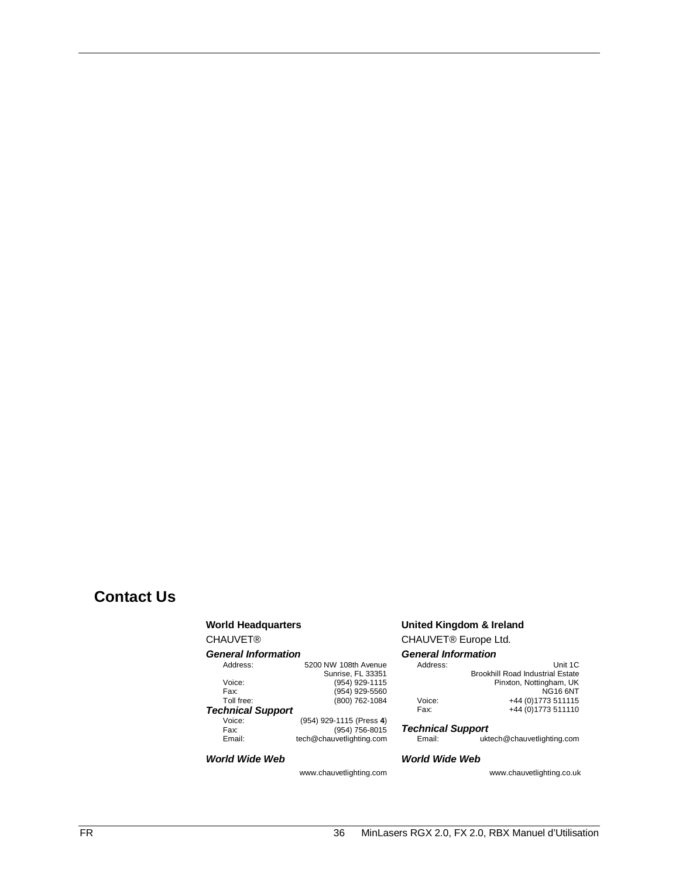## Contact Us

**World Headquarters**

CHAUVET®

***General Information***

| | |
|---|---|
| Address: | 5200 NW 108th Avenue<br>Sunrise, FL 33351 |
| Voice: | (954) 929-1115 |
| Fax: | (954) 929-5560 |
| Toll free: | (800) 762-1084 |

***Technical Support***

| | |
|---|---|
| Voice: | (954) 929-1115 (Press **4**) |
| Fax: | (954) 756-8015 |
| Email: | tech@chauvetlighting.com |

***World Wide Web***

www.chauvetlighting.com

**United Kingdom & Ireland**

CHAUVET® Europe Ltd.

***General Information***

| | |
|---|---|
| Address: | Unit 1C<br>Brookhill Road Industrial Estate<br>Pinxton, Nottingham, UK<br>NG16 6NT |
| Voice: | +44 (0)1773 511115 |
| Fax: | +44 (0)1773 511110 |

***Technical Support***

| | |
|---|---|
| Email: | uktech@chauvetlighting.com |

***World Wide Web***

www.chauvetlighting.co.uk